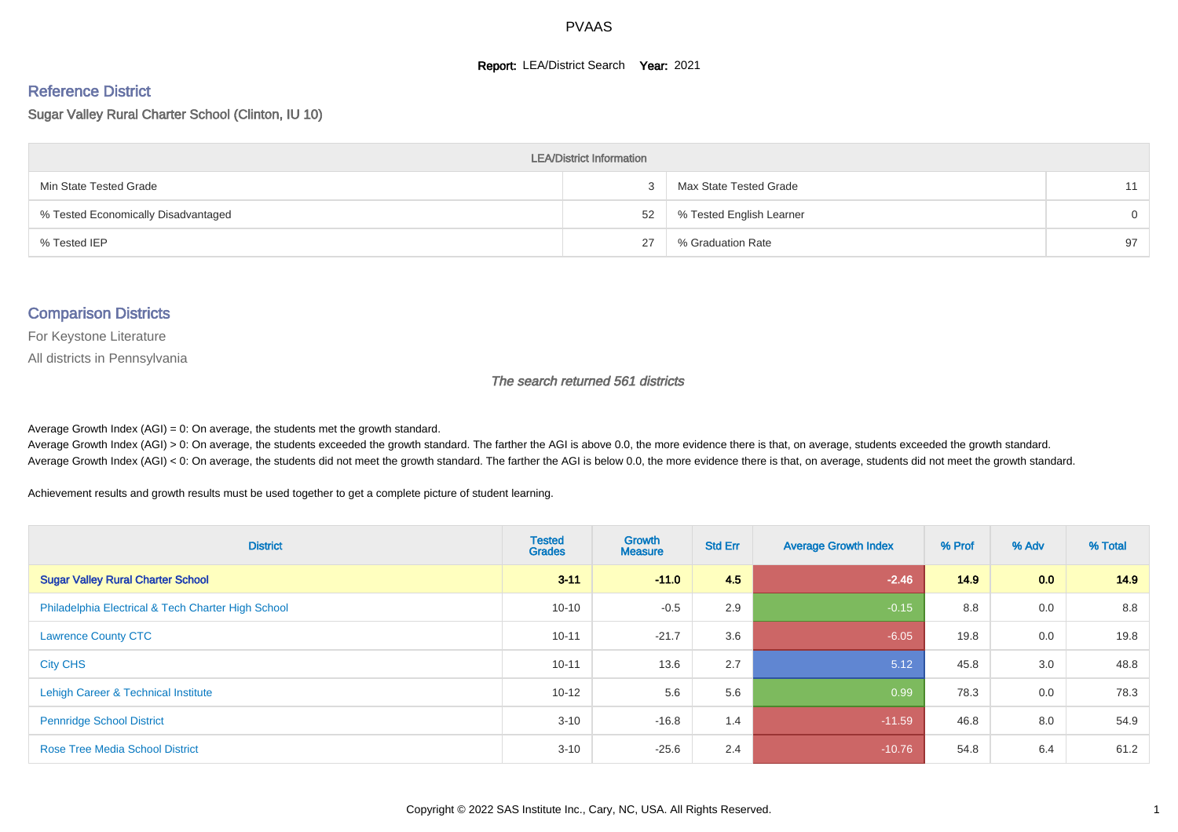# PVAAS

**Report:** LEA/District Search **Year:** 2021

## Reference District

Sugar Valley Rural Charter School (Clinton, IU 10)

| LEA/District Information | | | |
|---|---|---|---|
| Min State Tested Grade | 3 | Max State Tested Grade | 11 |
| % Tested Economically Disadvantaged | 52 | % Tested English Learner | 0 |
| % Tested IEP | 27 | % Graduation Rate | 97 |

## Comparison Districts

For Keystone Literature

All districts in Pennsylvania

*The search returned 561 districts*

Average Growth Index (AGI) = 0: On average, the students met the growth standard.
Average Growth Index (AGI) > 0: On average, the students exceeded the growth standard. The farther the AGI is above 0.0, the more evidence there is that, on average, students exceeded the growth standard.
Average Growth Index (AGI) < 0: On average, the students did not meet the growth standard. The farther the AGI is below 0.0, the more evidence there is that, on average, students did not meet the growth standard.

Achievement results and growth results must be used together to get a complete picture of student learning.

| District | Tested Grades | Growth Measure | Std Err | Average Growth Index | % Prof | % Adv | % Total |
|---|---|---|---|---|---|---|---|
| **Sugar Valley Rural Charter School** | **3-11** | **-11.0** | **4.5** | **-2.46** | **14.9** | **0.0** | **14.9** |
| Philadelphia Electrical & Tech Charter High School | 10-10 | -0.5 | 2.9 | -0.15 | 8.8 | 0.0 | 8.8 |
| Lawrence County CTC | 10-11 | -21.7 | 3.6 | -6.05 | 19.8 | 0.0 | 19.8 |
| City CHS | 10-11 | 13.6 | 2.7 | 5.12 | 45.8 | 3.0 | 48.8 |
| Lehigh Career & Technical Institute | 10-12 | 5.6 | 5.6 | 0.99 | 78.3 | 0.0 | 78.3 |
| Pennridge School District | 3-10 | -16.8 | 1.4 | -11.59 | 46.8 | 8.0 | 54.9 |
| Rose Tree Media School District | 3-10 | -25.6 | 2.4 | -10.76 | 54.8 | 6.4 | 61.2 |

Copyright © 2022 SAS Institute Inc., Cary, NC, USA. All Rights Reserved.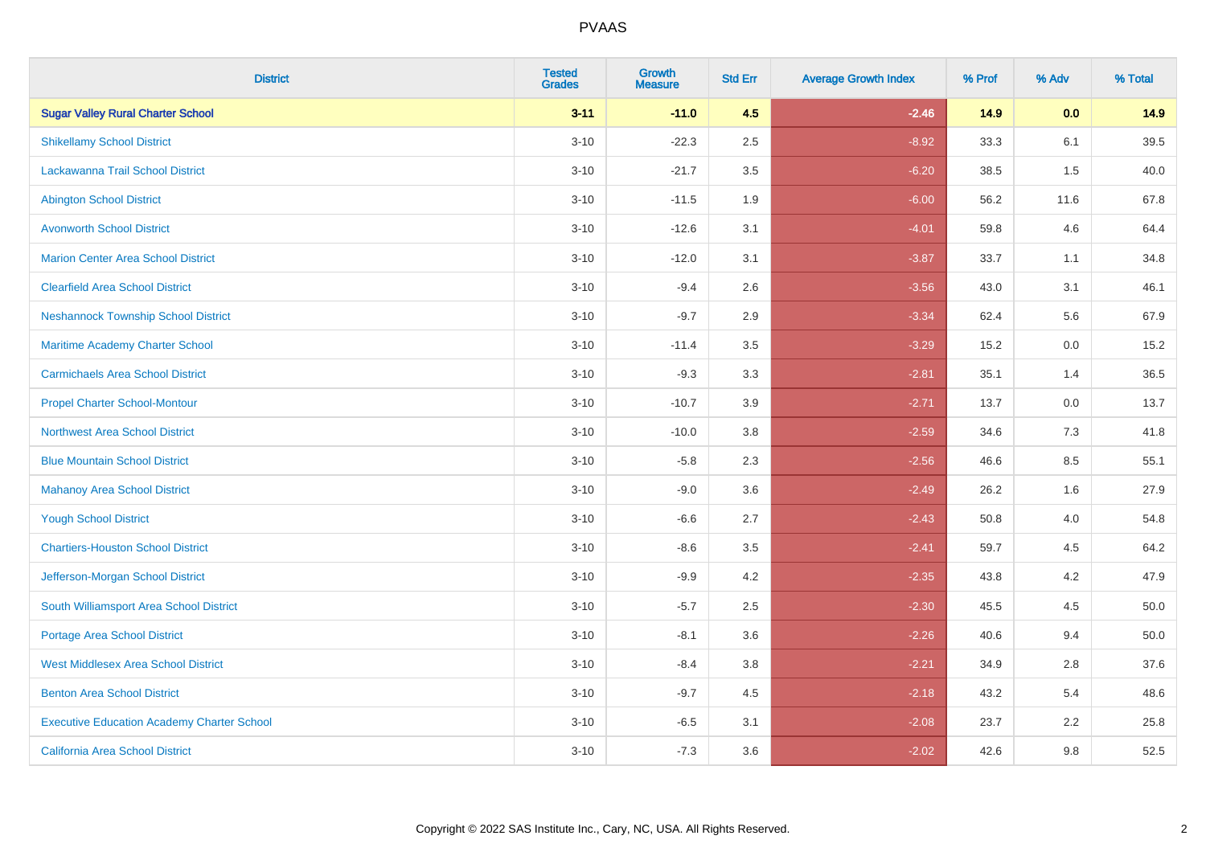# PVAAS

| District | Tested Grades | Growth Measure | Std Err | Average Growth Index | % Prof | % Adv | % Total |
|---|---|---|---|---|---|---|---|
| **Sugar Valley Rural Charter School** | **3-11** | **-11.0** | **4.5** | **-2.46** | **14.9** | **0.0** | **14.9** |
| Shikellamy School District | 3-10 | -22.3 | 2.5 | -8.92 | 33.3 | 6.1 | 39.5 |
| Lackawanna Trail School District | 3-10 | -21.7 | 3.5 | -6.20 | 38.5 | 1.5 | 40.0 |
| Abington School District | 3-10 | -11.5 | 1.9 | -6.00 | 56.2 | 11.6 | 67.8 |
| Avonworth School District | 3-10 | -12.6 | 3.1 | -4.01 | 59.8 | 4.6 | 64.4 |
| Marion Center Area School District | 3-10 | -12.0 | 3.1 | -3.87 | 33.7 | 1.1 | 34.8 |
| Clearfield Area School District | 3-10 | -9.4 | 2.6 | -3.56 | 43.0 | 3.1 | 46.1 |
| Neshannock Township School District | 3-10 | -9.7 | 2.9 | -3.34 | 62.4 | 5.6 | 67.9 |
| Maritime Academy Charter School | 3-10 | -11.4 | 3.5 | -3.29 | 15.2 | 0.0 | 15.2 |
| Carmichaels Area School District | 3-10 | -9.3 | 3.3 | -2.81 | 35.1 | 1.4 | 36.5 |
| Propel Charter School-Montour | 3-10 | -10.7 | 3.9 | -2.71 | 13.7 | 0.0 | 13.7 |
| Northwest Area School District | 3-10 | -10.0 | 3.8 | -2.59 | 34.6 | 7.3 | 41.8 |
| Blue Mountain School District | 3-10 | -5.8 | 2.3 | -2.56 | 46.6 | 8.5 | 55.1 |
| Mahanoy Area School District | 3-10 | -9.0 | 3.6 | -2.49 | 26.2 | 1.6 | 27.9 |
| Yough School District | 3-10 | -6.6 | 2.7 | -2.43 | 50.8 | 4.0 | 54.8 |
| Chartiers-Houston School District | 3-10 | -8.6 | 3.5 | -2.41 | 59.7 | 4.5 | 64.2 |
| Jefferson-Morgan School District | 3-10 | -9.9 | 4.2 | -2.35 | 43.8 | 4.2 | 47.9 |
| South Williamsport Area School District | 3-10 | -5.7 | 2.5 | -2.30 | 45.5 | 4.5 | 50.0 |
| Portage Area School District | 3-10 | -8.1 | 3.6 | -2.26 | 40.6 | 9.4 | 50.0 |
| West Middlesex Area School District | 3-10 | -8.4 | 3.8 | -2.21 | 34.9 | 2.8 | 37.6 |
| Benton Area School District | 3-10 | -9.7 | 4.5 | -2.18 | 43.2 | 5.4 | 48.6 |
| Executive Education Academy Charter School | 3-10 | -6.5 | 3.1 | -2.08 | 23.7 | 2.2 | 25.8 |
| California Area School District | 3-10 | -7.3 | 3.6 | -2.02 | 42.6 | 9.8 | 52.5 |

Copyright © 2022 SAS Institute Inc., Cary, NC, USA. All Rights Reserved.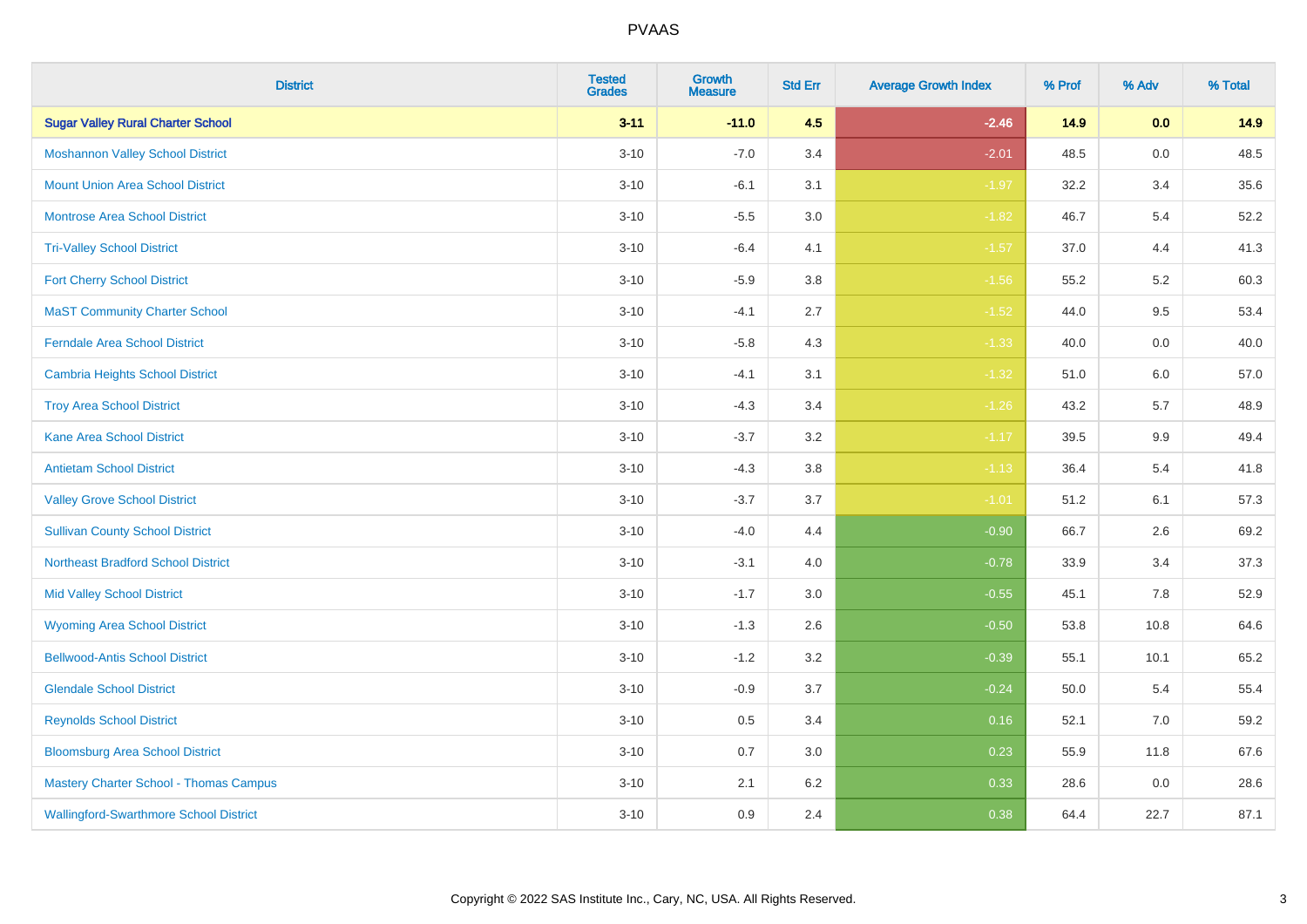# PVAAS

| District | Tested Grades | Growth Measure | Std Err | Average Growth Index | % Prof | % Adv | % Total |
|---|---|---|---|---|---|---|---|
| **Sugar Valley Rural Charter School** | **3-11** | **-11.0** | **4.5** | **-2.46** | **14.9** | **0.0** | **14.9** |
| Moshannon Valley School District | 3-10 | -7.0 | 3.4 | -2.01 | 48.5 | 0.0 | 48.5 |
| Mount Union Area School District | 3-10 | -6.1 | 3.1 | -1.97 | 32.2 | 3.4 | 35.6 |
| Montrose Area School District | 3-10 | -5.5 | 3.0 | -1.82 | 46.7 | 5.4 | 52.2 |
| Tri-Valley School District | 3-10 | -6.4 | 4.1 | -1.57 | 37.0 | 4.4 | 41.3 |
| Fort Cherry School District | 3-10 | -5.9 | 3.8 | -1.56 | 55.2 | 5.2 | 60.3 |
| MaST Community Charter School | 3-10 | -4.1 | 2.7 | -1.52 | 44.0 | 9.5 | 53.4 |
| Ferndale Area School District | 3-10 | -5.8 | 4.3 | -1.33 | 40.0 | 0.0 | 40.0 |
| Cambria Heights School District | 3-10 | -4.1 | 3.1 | -1.32 | 51.0 | 6.0 | 57.0 |
| Troy Area School District | 3-10 | -4.3 | 3.4 | -1.26 | 43.2 | 5.7 | 48.9 |
| Kane Area School District | 3-10 | -3.7 | 3.2 | -1.17 | 39.5 | 9.9 | 49.4 |
| Antietam School District | 3-10 | -4.3 | 3.8 | -1.13 | 36.4 | 5.4 | 41.8 |
| Valley Grove School District | 3-10 | -3.7 | 3.7 | -1.01 | 51.2 | 6.1 | 57.3 |
| Sullivan County School District | 3-10 | -4.0 | 4.4 | -0.90 | 66.7 | 2.6 | 69.2 |
| Northeast Bradford School District | 3-10 | -3.1 | 4.0 | -0.78 | 33.9 | 3.4 | 37.3 |
| Mid Valley School District | 3-10 | -1.7 | 3.0 | -0.55 | 45.1 | 7.8 | 52.9 |
| Wyoming Area School District | 3-10 | -1.3 | 2.6 | -0.50 | 53.8 | 10.8 | 64.6 |
| Bellwood-Antis School District | 3-10 | -1.2 | 3.2 | -0.39 | 55.1 | 10.1 | 65.2 |
| Glendale School District | 3-10 | -0.9 | 3.7 | -0.24 | 50.0 | 5.4 | 55.4 |
| Reynolds School District | 3-10 | 0.5 | 3.4 | 0.16 | 52.1 | 7.0 | 59.2 |
| Bloomsburg Area School District | 3-10 | 0.7 | 3.0 | 0.23 | 55.9 | 11.8 | 67.6 |
| Mastery Charter School - Thomas Campus | 3-10 | 2.1 | 6.2 | 0.33 | 28.6 | 0.0 | 28.6 |
| Wallingford-Swarthmore School District | 3-10 | 0.9 | 2.4 | 0.38 | 64.4 | 22.7 | 87.1 |

Copyright © 2022 SAS Institute Inc., Cary, NC, USA. All Rights Reserved.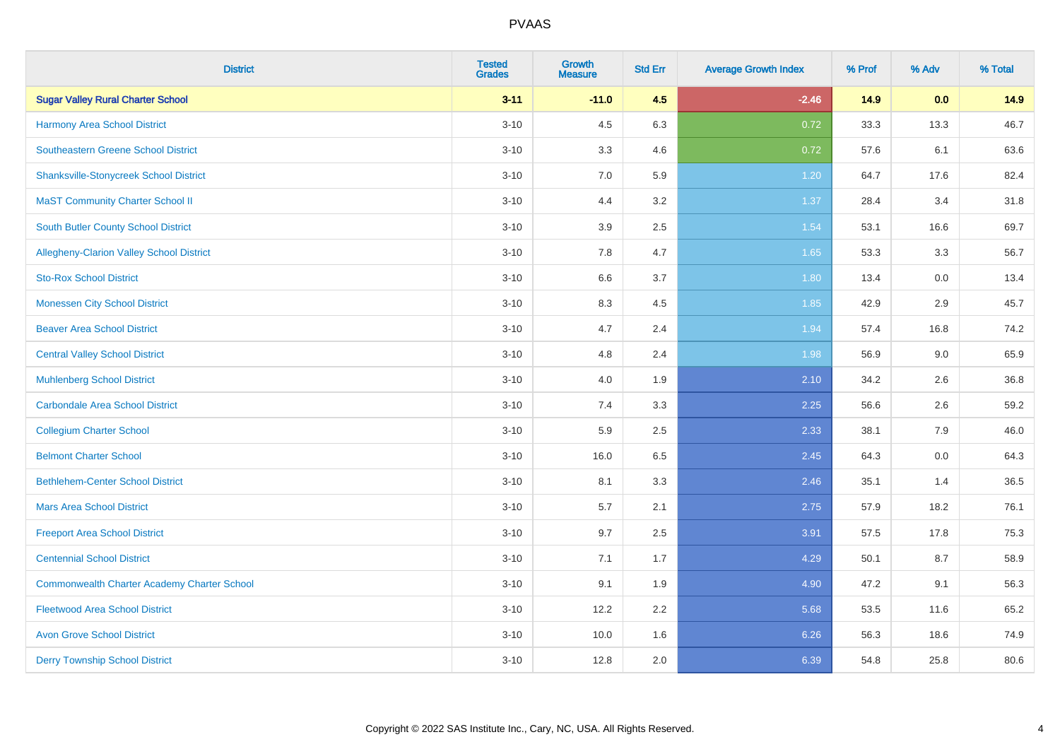| District | Tested Grades | Growth Measure | Std Err | Average Growth Index | % Prof | % Adv | % Total |
|---|---|---|---|---|---|---|---|
| **Sugar Valley Rural Charter School** | **3-11** | **-11.0** | **4.5** | **-2.46** | **14.9** | **0.0** | **14.9** |
| Harmony Area School District | 3-10 | 4.5 | 6.3 | 0.72 | 33.3 | 13.3 | 46.7 |
| Southeastern Greene School District | 3-10 | 3.3 | 4.6 | 0.72 | 57.6 | 6.1 | 63.6 |
| Shanksville-Stonycreek School District | 3-10 | 7.0 | 5.9 | 1.20 | 64.7 | 17.6 | 82.4 |
| MaST Community Charter School II | 3-10 | 4.4 | 3.2 | 1.37 | 28.4 | 3.4 | 31.8 |
| South Butler County School District | 3-10 | 3.9 | 2.5 | 1.54 | 53.1 | 16.6 | 69.7 |
| Allegheny-Clarion Valley School District | 3-10 | 7.8 | 4.7 | 1.65 | 53.3 | 3.3 | 56.7 |
| Sto-Rox School District | 3-10 | 6.6 | 3.7 | 1.80 | 13.4 | 0.0 | 13.4 |
| Monessen City School District | 3-10 | 8.3 | 4.5 | 1.85 | 42.9 | 2.9 | 45.7 |
| Beaver Area School District | 3-10 | 4.7 | 2.4 | 1.94 | 57.4 | 16.8 | 74.2 |
| Central Valley School District | 3-10 | 4.8 | 2.4 | 1.98 | 56.9 | 9.0 | 65.9 |
| Muhlenberg School District | 3-10 | 4.0 | 1.9 | 2.10 | 34.2 | 2.6 | 36.8 |
| Carbondale Area School District | 3-10 | 7.4 | 3.3 | 2.25 | 56.6 | 2.6 | 59.2 |
| Collegium Charter School | 3-10 | 5.9 | 2.5 | 2.33 | 38.1 | 7.9 | 46.0 |
| Belmont Charter School | 3-10 | 16.0 | 6.5 | 2.45 | 64.3 | 0.0 | 64.3 |
| Bethlehem-Center School District | 3-10 | 8.1 | 3.3 | 2.46 | 35.1 | 1.4 | 36.5 |
| Mars Area School District | 3-10 | 5.7 | 2.1 | 2.75 | 57.9 | 18.2 | 76.1 |
| Freeport Area School District | 3-10 | 9.7 | 2.5 | 3.91 | 57.5 | 17.8 | 75.3 |
| Centennial School District | 3-10 | 7.1 | 1.7 | 4.29 | 50.1 | 8.7 | 58.9 |
| Commonwealth Charter Academy Charter School | 3-10 | 9.1 | 1.9 | 4.90 | 47.2 | 9.1 | 56.3 |
| Fleetwood Area School District | 3-10 | 12.2 | 2.2 | 5.68 | 53.5 | 11.6 | 65.2 |
| Avon Grove School District | 3-10 | 10.0 | 1.6 | 6.26 | 56.3 | 18.6 | 74.9 |
| Derry Township School District | 3-10 | 12.8 | 2.0 | 6.39 | 54.8 | 25.8 | 80.6 |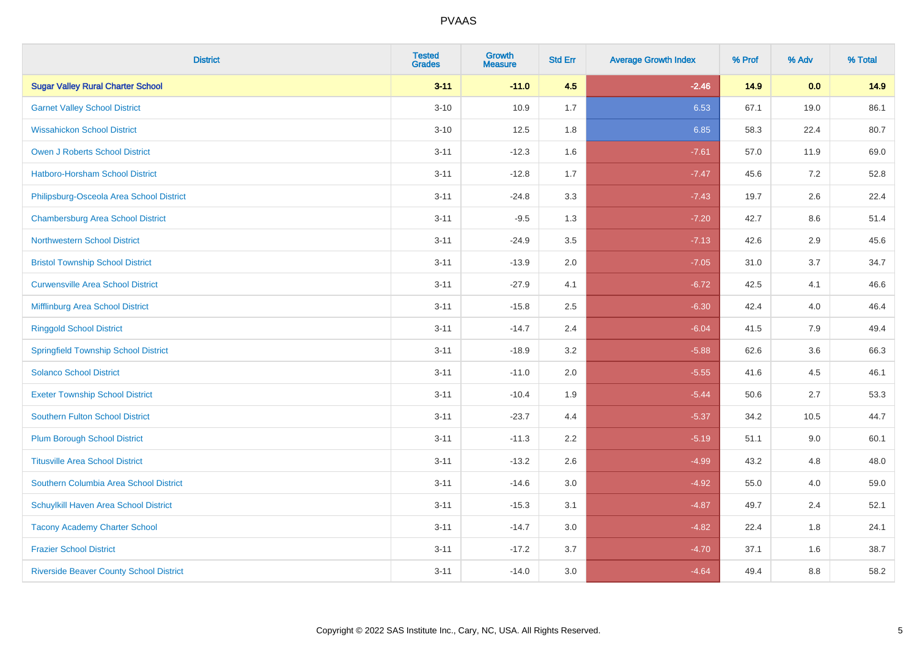# PVAAS

| District | Tested Grades | Growth Measure | Std Err | Average Growth Index | % Prof | % Adv | % Total |
|---|---|---|---|---|---|---|---|
| **Sugar Valley Rural Charter School** | **3-11** | **-11.0** | **4.5** | **-2.46** | **14.9** | **0.0** | **14.9** |
| Garnet Valley School District | 3-10 | 10.9 | 1.7 | 6.53 | 67.1 | 19.0 | 86.1 |
| Wissahickon School District | 3-10 | 12.5 | 1.8 | 6.85 | 58.3 | 22.4 | 80.7 |
| Owen J Roberts School District | 3-11 | -12.3 | 1.6 | -7.61 | 57.0 | 11.9 | 69.0 |
| Hatboro-Horsham School District | 3-11 | -12.8 | 1.7 | -7.47 | 45.6 | 7.2 | 52.8 |
| Philipsburg-Osceola Area School District | 3-11 | -24.8 | 3.3 | -7.43 | 19.7 | 2.6 | 22.4 |
| Chambersburg Area School District | 3-11 | -9.5 | 1.3 | -7.20 | 42.7 | 8.6 | 51.4 |
| Northwestern School District | 3-11 | -24.9 | 3.5 | -7.13 | 42.6 | 2.9 | 45.6 |
| Bristol Township School District | 3-11 | -13.9 | 2.0 | -7.05 | 31.0 | 3.7 | 34.7 |
| Curwensville Area School District | 3-11 | -27.9 | 4.1 | -6.72 | 42.5 | 4.1 | 46.6 |
| Mifflinburg Area School District | 3-11 | -15.8 | 2.5 | -6.30 | 42.4 | 4.0 | 46.4 |
| Ringgold School District | 3-11 | -14.7 | 2.4 | -6.04 | 41.5 | 7.9 | 49.4 |
| Springfield Township School District | 3-11 | -18.9 | 3.2 | -5.88 | 62.6 | 3.6 | 66.3 |
| Solanco School District | 3-11 | -11.0 | 2.0 | -5.55 | 41.6 | 4.5 | 46.1 |
| Exeter Township School District | 3-11 | -10.4 | 1.9 | -5.44 | 50.6 | 2.7 | 53.3 |
| Southern Fulton School District | 3-11 | -23.7 | 4.4 | -5.37 | 34.2 | 10.5 | 44.7 |
| Plum Borough School District | 3-11 | -11.3 | 2.2 | -5.19 | 51.1 | 9.0 | 60.1 |
| Titusville Area School District | 3-11 | -13.2 | 2.6 | -4.99 | 43.2 | 4.8 | 48.0 |
| Southern Columbia Area School District | 3-11 | -14.6 | 3.0 | -4.92 | 55.0 | 4.0 | 59.0 |
| Schuylkill Haven Area School District | 3-11 | -15.3 | 3.1 | -4.87 | 49.7 | 2.4 | 52.1 |
| Tacony Academy Charter School | 3-11 | -14.7 | 3.0 | -4.82 | 22.4 | 1.8 | 24.1 |
| Frazier School District | 3-11 | -17.2 | 3.7 | -4.70 | 37.1 | 1.6 | 38.7 |
| Riverside Beaver County School District | 3-11 | -14.0 | 3.0 | -4.64 | 49.4 | 8.8 | 58.2 |

Copyright © 2022 SAS Institute Inc., Cary, NC, USA. All Rights Reserved.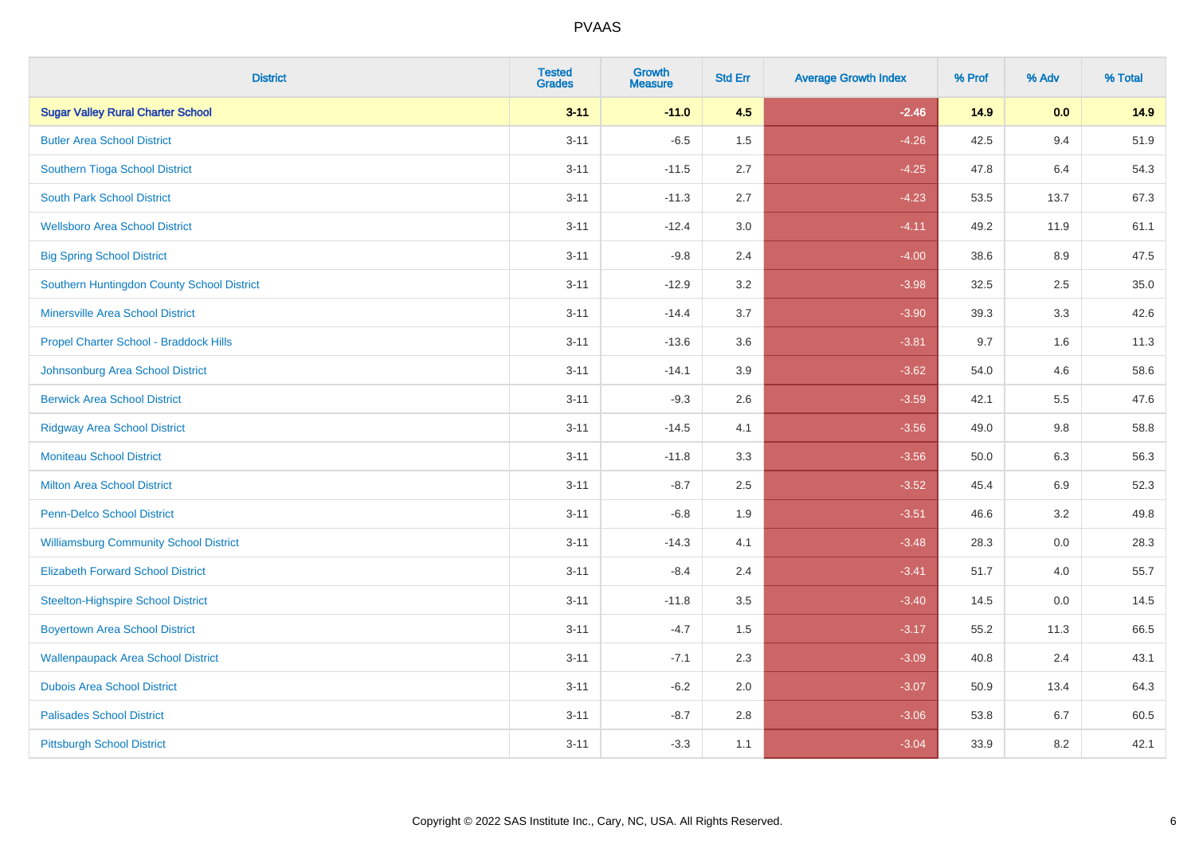# PVAAS

| District | Tested Grades | Growth Measure | Std Err | Average Growth Index | % Prof | % Adv | % Total |
|---|---|---|---|---|---|---|---|
| **Sugar Valley Rural Charter School** | **3-11** | **-11.0** | **4.5** | **-2.46** | **14.9** | **0.0** | **14.9** |
| Butler Area School District | 3-11 | -6.5 | 1.5 | -4.26 | 42.5 | 9.4 | 51.9 |
| Southern Tioga School District | 3-11 | -11.5 | 2.7 | -4.25 | 47.8 | 6.4 | 54.3 |
| South Park School District | 3-11 | -11.3 | 2.7 | -4.23 | 53.5 | 13.7 | 67.3 |
| Wellsboro Area School District | 3-11 | -12.4 | 3.0 | -4.11 | 49.2 | 11.9 | 61.1 |
| Big Spring School District | 3-11 | -9.8 | 2.4 | -4.00 | 38.6 | 8.9 | 47.5 |
| Southern Huntingdon County School District | 3-11 | -12.9 | 3.2 | -3.98 | 32.5 | 2.5 | 35.0 |
| Minersville Area School District | 3-11 | -14.4 | 3.7 | -3.90 | 39.3 | 3.3 | 42.6 |
| Propel Charter School - Braddock Hills | 3-11 | -13.6 | 3.6 | -3.81 | 9.7 | 1.6 | 11.3 |
| Johnsonburg Area School District | 3-11 | -14.1 | 3.9 | -3.62 | 54.0 | 4.6 | 58.6 |
| Berwick Area School District | 3-11 | -9.3 | 2.6 | -3.59 | 42.1 | 5.5 | 47.6 |
| Ridgway Area School District | 3-11 | -14.5 | 4.1 | -3.56 | 49.0 | 9.8 | 58.8 |
| Moniteau School District | 3-11 | -11.8 | 3.3 | -3.56 | 50.0 | 6.3 | 56.3 |
| Milton Area School District | 3-11 | -8.7 | 2.5 | -3.52 | 45.4 | 6.9 | 52.3 |
| Penn-Delco School District | 3-11 | -6.8 | 1.9 | -3.51 | 46.6 | 3.2 | 49.8 |
| Williamsburg Community School District | 3-11 | -14.3 | 4.1 | -3.48 | 28.3 | 0.0 | 28.3 |
| Elizabeth Forward School District | 3-11 | -8.4 | 2.4 | -3.41 | 51.7 | 4.0 | 55.7 |
| Steelton-Highspire School District | 3-11 | -11.8 | 3.5 | -3.40 | 14.5 | 0.0 | 14.5 |
| Boyertown Area School District | 3-11 | -4.7 | 1.5 | -3.17 | 55.2 | 11.3 | 66.5 |
| Wallenpaupack Area School District | 3-11 | -7.1 | 2.3 | -3.09 | 40.8 | 2.4 | 43.1 |
| Dubois Area School District | 3-11 | -6.2 | 2.0 | -3.07 | 50.9 | 13.4 | 64.3 |
| Palisades School District | 3-11 | -8.7 | 2.8 | -3.06 | 53.8 | 6.7 | 60.5 |
| Pittsburgh School District | 3-11 | -3.3 | 1.1 | -3.04 | 33.9 | 8.2 | 42.1 |

Copyright © 2022 SAS Institute Inc., Cary, NC, USA. All Rights Reserved.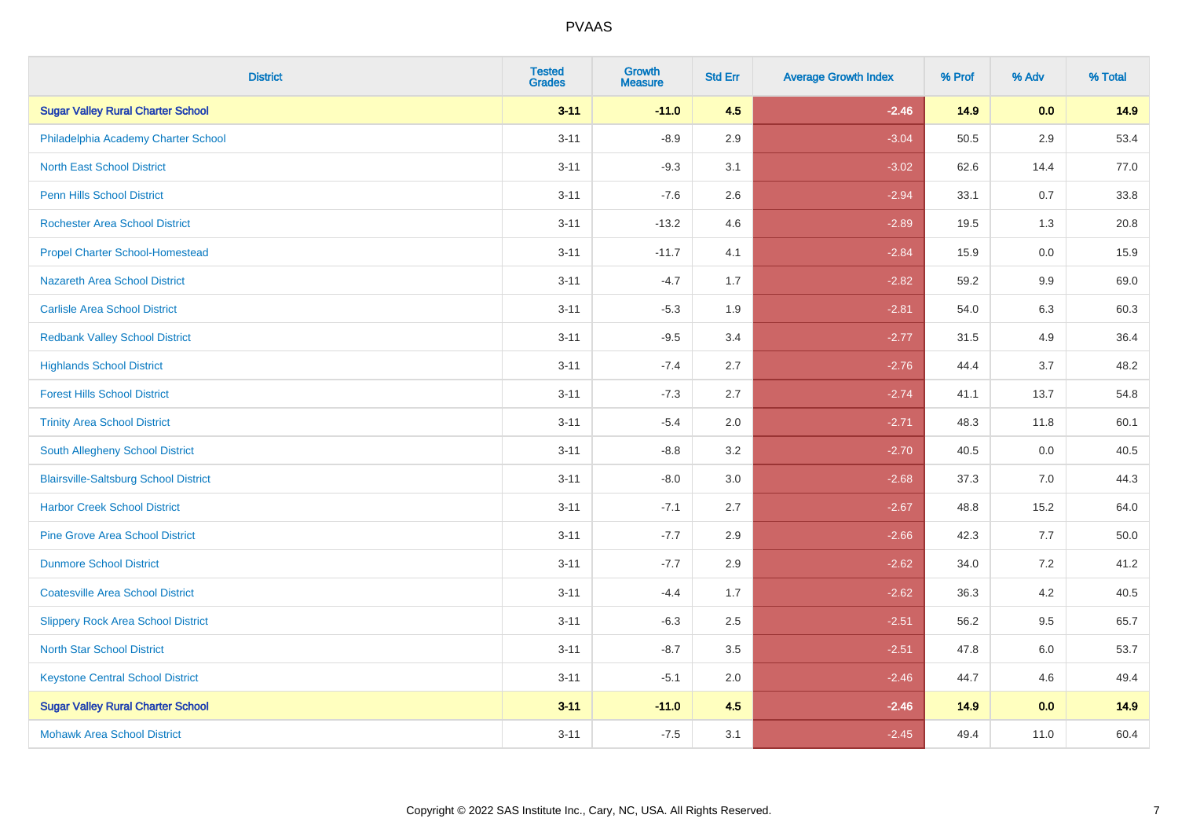# PVAAS

| District | Tested Grades | Growth Measure | Std Err | Average Growth Index | % Prof | % Adv | % Total |
|---|---|---|---|---|---|---|---|
| **Sugar Valley Rural Charter School** | **3-11** | **-11.0** | **4.5** | **-2.46** | **14.9** | **0.0** | **14.9** |
| Philadelphia Academy Charter School | 3-11 | -8.9 | 2.9 | -3.04 | 50.5 | 2.9 | 53.4 |
| North East School District | 3-11 | -9.3 | 3.1 | -3.02 | 62.6 | 14.4 | 77.0 |
| Penn Hills School District | 3-11 | -7.6 | 2.6 | -2.94 | 33.1 | 0.7 | 33.8 |
| Rochester Area School District | 3-11 | -13.2 | 4.6 | -2.89 | 19.5 | 1.3 | 20.8 |
| Propel Charter School-Homestead | 3-11 | -11.7 | 4.1 | -2.84 | 15.9 | 0.0 | 15.9 |
| Nazareth Area School District | 3-11 | -4.7 | 1.7 | -2.82 | 59.2 | 9.9 | 69.0 |
| Carlisle Area School District | 3-11 | -5.3 | 1.9 | -2.81 | 54.0 | 6.3 | 60.3 |
| Redbank Valley School District | 3-11 | -9.5 | 3.4 | -2.77 | 31.5 | 4.9 | 36.4 |
| Highlands School District | 3-11 | -7.4 | 2.7 | -2.76 | 44.4 | 3.7 | 48.2 |
| Forest Hills School District | 3-11 | -7.3 | 2.7 | -2.74 | 41.1 | 13.7 | 54.8 |
| Trinity Area School District | 3-11 | -5.4 | 2.0 | -2.71 | 48.3 | 11.8 | 60.1 |
| South Allegheny School District | 3-11 | -8.8 | 3.2 | -2.70 | 40.5 | 0.0 | 40.5 |
| Blairsville-Saltsburg School District | 3-11 | -8.0 | 3.0 | -2.68 | 37.3 | 7.0 | 44.3 |
| Harbor Creek School District | 3-11 | -7.1 | 2.7 | -2.67 | 48.8 | 15.2 | 64.0 |
| Pine Grove Area School District | 3-11 | -7.7 | 2.9 | -2.66 | 42.3 | 7.7 | 50.0 |
| Dunmore School District | 3-11 | -7.7 | 2.9 | -2.62 | 34.0 | 7.2 | 41.2 |
| Coatesville Area School District | 3-11 | -4.4 | 1.7 | -2.62 | 36.3 | 4.2 | 40.5 |
| Slippery Rock Area School District | 3-11 | -6.3 | 2.5 | -2.51 | 56.2 | 9.5 | 65.7 |
| North Star School District | 3-11 | -8.7 | 3.5 | -2.51 | 47.8 | 6.0 | 53.7 |
| Keystone Central School District | 3-11 | -5.1 | 2.0 | -2.46 | 44.7 | 4.6 | 49.4 |
| **Sugar Valley Rural Charter School** | **3-11** | **-11.0** | **4.5** | **-2.46** | **14.9** | **0.0** | **14.9** |
| Mohawk Area School District | 3-11 | -7.5 | 3.1 | -2.45 | 49.4 | 11.0 | 60.4 |

Copyright © 2022 SAS Institute Inc., Cary, NC, USA. All Rights Reserved.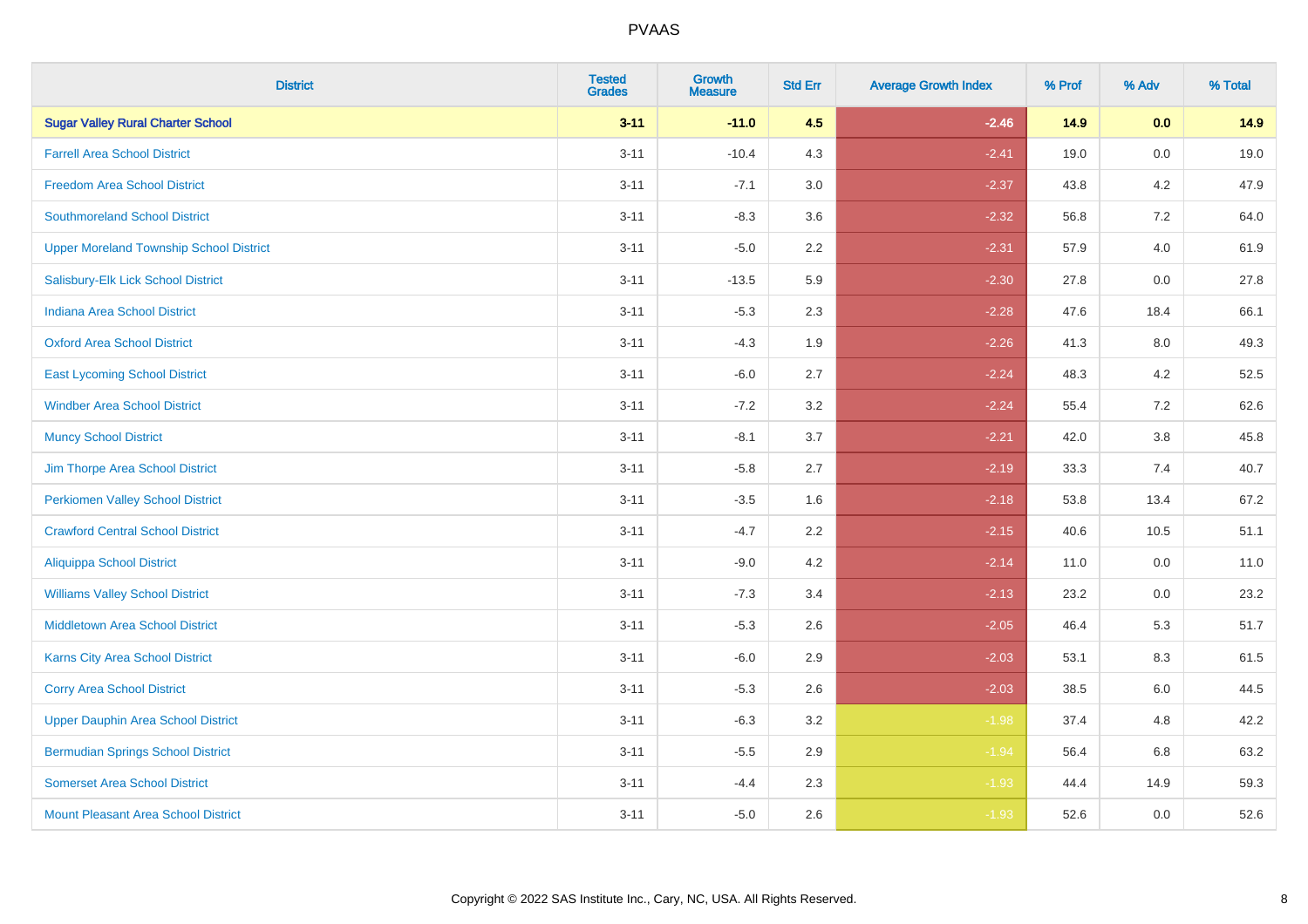# PVAAS

| District | Tested Grades | Growth Measure | Std Err | Average Growth Index | % Prof | % Adv | % Total |
|---|---|---|---|---|---|---|---|
| **Sugar Valley Rural Charter School** | **3-11** | **-11.0** | **4.5** | **-2.46** | **14.9** | **0.0** | **14.9** |
| Farrell Area School District | 3-11 | -10.4 | 4.3 | -2.41 | 19.0 | 0.0 | 19.0 |
| Freedom Area School District | 3-11 | -7.1 | 3.0 | -2.37 | 43.8 | 4.2 | 47.9 |
| Southmoreland School District | 3-11 | -8.3 | 3.6 | -2.32 | 56.8 | 7.2 | 64.0 |
| Upper Moreland Township School District | 3-11 | -5.0 | 2.2 | -2.31 | 57.9 | 4.0 | 61.9 |
| Salisbury-Elk Lick School District | 3-11 | -13.5 | 5.9 | -2.30 | 27.8 | 0.0 | 27.8 |
| Indiana Area School District | 3-11 | -5.3 | 2.3 | -2.28 | 47.6 | 18.4 | 66.1 |
| Oxford Area School District | 3-11 | -4.3 | 1.9 | -2.26 | 41.3 | 8.0 | 49.3 |
| East Lycoming School District | 3-11 | -6.0 | 2.7 | -2.24 | 48.3 | 4.2 | 52.5 |
| Windber Area School District | 3-11 | -7.2 | 3.2 | -2.24 | 55.4 | 7.2 | 62.6 |
| Muncy School District | 3-11 | -8.1 | 3.7 | -2.21 | 42.0 | 3.8 | 45.8 |
| Jim Thorpe Area School District | 3-11 | -5.8 | 2.7 | -2.19 | 33.3 | 7.4 | 40.7 |
| Perkiomen Valley School District | 3-11 | -3.5 | 1.6 | -2.18 | 53.8 | 13.4 | 67.2 |
| Crawford Central School District | 3-11 | -4.7 | 2.2 | -2.15 | 40.6 | 10.5 | 51.1 |
| Aliquippa School District | 3-11 | -9.0 | 4.2 | -2.14 | 11.0 | 0.0 | 11.0 |
| Williams Valley School District | 3-11 | -7.3 | 3.4 | -2.13 | 23.2 | 0.0 | 23.2 |
| Middletown Area School District | 3-11 | -5.3 | 2.6 | -2.05 | 46.4 | 5.3 | 51.7 |
| Karns City Area School District | 3-11 | -6.0 | 2.9 | -2.03 | 53.1 | 8.3 | 61.5 |
| Corry Area School District | 3-11 | -5.3 | 2.6 | -2.03 | 38.5 | 6.0 | 44.5 |
| Upper Dauphin Area School District | 3-11 | -6.3 | 3.2 | -1.98 | 37.4 | 4.8 | 42.2 |
| Bermudian Springs School District | 3-11 | -5.5 | 2.9 | -1.94 | 56.4 | 6.8 | 63.2 |
| Somerset Area School District | 3-11 | -4.4 | 2.3 | -1.93 | 44.4 | 14.9 | 59.3 |
| Mount Pleasant Area School District | 3-11 | -5.0 | 2.6 | -1.93 | 52.6 | 0.0 | 52.6 |

Copyright © 2022 SAS Institute Inc., Cary, NC, USA. All Rights Reserved.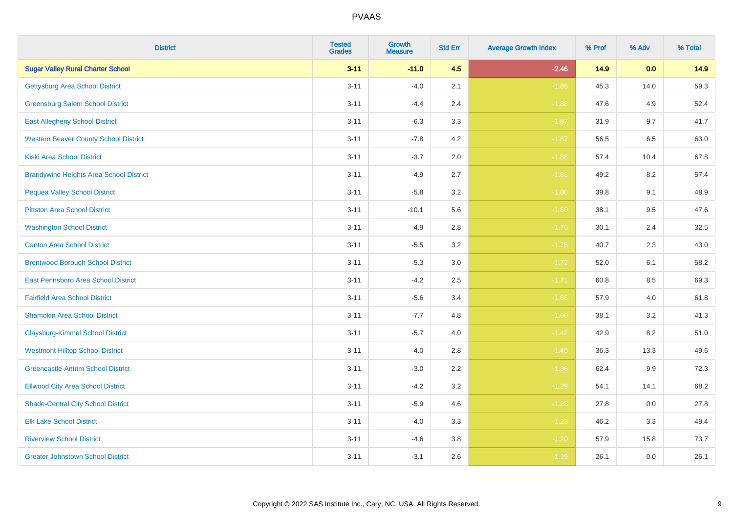# PVAAS

| District | Tested Grades | Growth Measure | Std Err | Average Growth Index | % Prof | % Adv | % Total |
|---|---|---|---|---|---|---|---|
| **Sugar Valley Rural Charter School** | **3-11** | **-11.0** | **4.5** | **-2.46** | **14.9** | **0.0** | **14.9** |
| Gettysburg Area School District | 3-11 | -4.0 | 2.1 | -1.89 | 45.3 | 14.0 | 59.3 |
| Greensburg Salem School District | 3-11 | -4.4 | 2.4 | -1.88 | 47.6 | 4.9 | 52.4 |
| East Allegheny School District | 3-11 | -6.3 | 3.3 | -1.87 | 31.9 | 9.7 | 41.7 |
| Western Beaver County School District | 3-11 | -7.8 | 4.2 | -1.87 | 56.5 | 6.5 | 63.0 |
| Kiski Area School District | 3-11 | -3.7 | 2.0 | -1.86 | 57.4 | 10.4 | 67.8 |
| Brandywine Heights Area School District | 3-11 | -4.9 | 2.7 | -1.81 | 49.2 | 8.2 | 57.4 |
| Pequea Valley School District | 3-11 | -5.8 | 3.2 | -1.80 | 39.8 | 9.1 | 48.9 |
| Pittston Area School District | 3-11 | -10.1 | 5.6 | -1.80 | 38.1 | 9.5 | 47.6 |
| Washington School District | 3-11 | -4.9 | 2.8 | -1.76 | 30.1 | 2.4 | 32.5 |
| Canton Area School District | 3-11 | -5.5 | 3.2 | -1.75 | 40.7 | 2.3 | 43.0 |
| Brentwood Borough School District | 3-11 | -5.3 | 3.0 | -1.72 | 52.0 | 6.1 | 58.2 |
| East Pennsboro Area School District | 3-11 | -4.2 | 2.5 | -1.71 | 60.8 | 8.5 | 69.3 |
| Fairfield Area School District | 3-11 | -5.6 | 3.4 | -1.66 | 57.9 | 4.0 | 61.8 |
| Shamokin Area School District | 3-11 | -7.7 | 4.8 | -1.60 | 38.1 | 3.2 | 41.3 |
| Claysburg-Kimmel School District | 3-11 | -5.7 | 4.0 | -1.42 | 42.9 | 8.2 | 51.0 |
| Westmont Hilltop School District | 3-11 | -4.0 | 2.8 | -1.40 | 36.3 | 13.3 | 49.6 |
| Greencastle-Antrim School District | 3-11 | -3.0 | 2.2 | -1.36 | 62.4 | 9.9 | 72.3 |
| Ellwood City Area School District | 3-11 | -4.2 | 3.2 | -1.29 | 54.1 | 14.1 | 68.2 |
| Shade-Central City School District | 3-11 | -5.9 | 4.6 | -1.28 | 27.8 | 0.0 | 27.8 |
| Elk Lake School District | 3-11 | -4.0 | 3.3 | -1.23 | 46.2 | 3.3 | 49.4 |
| Riverview School District | 3-11 | -4.6 | 3.8 | -1.20 | 57.9 | 15.8 | 73.7 |
| Greater Johnstown School District | 3-11 | -3.1 | 2.6 | -1.19 | 26.1 | 0.0 | 26.1 |

Copyright © 2022 SAS Institute Inc., Cary, NC, USA. All Rights Reserved.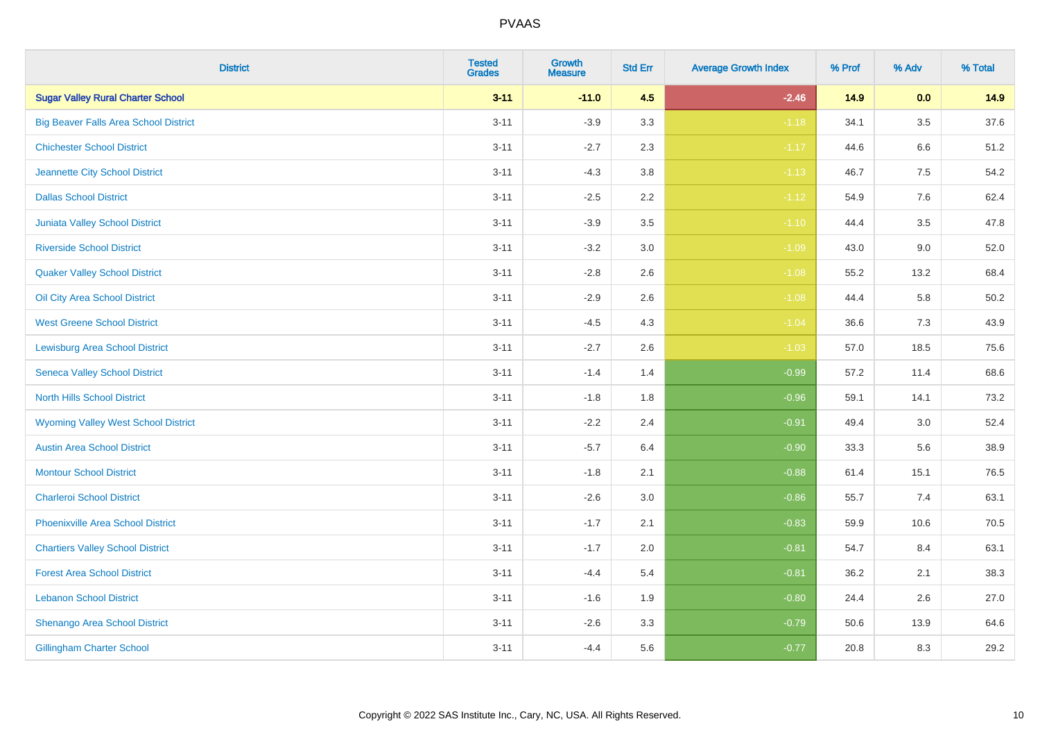# PVAAS

| District | Tested Grades | Growth Measure | Std Err | Average Growth Index | % Prof | % Adv | % Total |
|---|---|---|---|---|---|---|---|
| **Sugar Valley Rural Charter School** | **3-11** | **-11.0** | **4.5** | **-2.46** | **14.9** | **0.0** | **14.9** |
| Big Beaver Falls Area School District | 3-11 | -3.9 | 3.3 | -1.18 | 34.1 | 3.5 | 37.6 |
| Chichester School District | 3-11 | -2.7 | 2.3 | -1.17 | 44.6 | 6.6 | 51.2 |
| Jeannette City School District | 3-11 | -4.3 | 3.8 | -1.13 | 46.7 | 7.5 | 54.2 |
| Dallas School District | 3-11 | -2.5 | 2.2 | -1.12 | 54.9 | 7.6 | 62.4 |
| Juniata Valley School District | 3-11 | -3.9 | 3.5 | -1.10 | 44.4 | 3.5 | 47.8 |
| Riverside School District | 3-11 | -3.2 | 3.0 | -1.09 | 43.0 | 9.0 | 52.0 |
| Quaker Valley School District | 3-11 | -2.8 | 2.6 | -1.08 | 55.2 | 13.2 | 68.4 |
| Oil City Area School District | 3-11 | -2.9 | 2.6 | -1.08 | 44.4 | 5.8 | 50.2 |
| West Greene School District | 3-11 | -4.5 | 4.3 | -1.04 | 36.6 | 7.3 | 43.9 |
| Lewisburg Area School District | 3-11 | -2.7 | 2.6 | -1.03 | 57.0 | 18.5 | 75.6 |
| Seneca Valley School District | 3-11 | -1.4 | 1.4 | -0.99 | 57.2 | 11.4 | 68.6 |
| North Hills School District | 3-11 | -1.8 | 1.8 | -0.96 | 59.1 | 14.1 | 73.2 |
| Wyoming Valley West School District | 3-11 | -2.2 | 2.4 | -0.91 | 49.4 | 3.0 | 52.4 |
| Austin Area School District | 3-11 | -5.7 | 6.4 | -0.90 | 33.3 | 5.6 | 38.9 |
| Montour School District | 3-11 | -1.8 | 2.1 | -0.88 | 61.4 | 15.1 | 76.5 |
| Charleroi School District | 3-11 | -2.6 | 3.0 | -0.86 | 55.7 | 7.4 | 63.1 |
| Phoenixville Area School District | 3-11 | -1.7 | 2.1 | -0.83 | 59.9 | 10.6 | 70.5 |
| Chartiers Valley School District | 3-11 | -1.7 | 2.0 | -0.81 | 54.7 | 8.4 | 63.1 |
| Forest Area School District | 3-11 | -4.4 | 5.4 | -0.81 | 36.2 | 2.1 | 38.3 |
| Lebanon School District | 3-11 | -1.6 | 1.9 | -0.80 | 24.4 | 2.6 | 27.0 |
| Shenango Area School District | 3-11 | -2.6 | 3.3 | -0.79 | 50.6 | 13.9 | 64.6 |
| Gillingham Charter School | 3-11 | -4.4 | 5.6 | -0.77 | 20.8 | 8.3 | 29.2 |

Copyright © 2022 SAS Institute Inc., Cary, NC, USA. All Rights Reserved.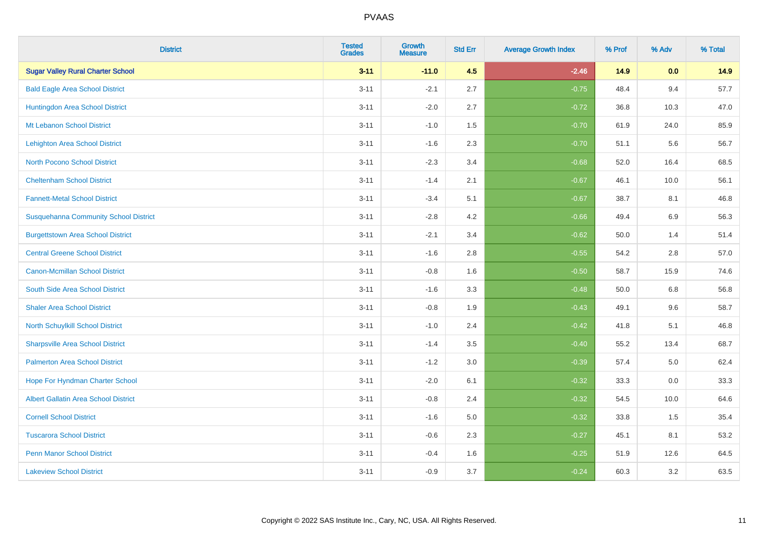# PVAAS

| District | Tested Grades | Growth Measure | Std Err | Average Growth Index | % Prof | % Adv | % Total |
|---|---|---|---|---|---|---|---|
| **Sugar Valley Rural Charter School** | **3-11** | **-11.0** | **4.5** | **-2.46** | **14.9** | **0.0** | **14.9** |
| Bald Eagle Area School District | 3-11 | -2.1 | 2.7 | -0.75 | 48.4 | 9.4 | 57.7 |
| Huntingdon Area School District | 3-11 | -2.0 | 2.7 | -0.72 | 36.8 | 10.3 | 47.0 |
| Mt Lebanon School District | 3-11 | -1.0 | 1.5 | -0.70 | 61.9 | 24.0 | 85.9 |
| Lehighton Area School District | 3-11 | -1.6 | 2.3 | -0.70 | 51.1 | 5.6 | 56.7 |
| North Pocono School District | 3-11 | -2.3 | 3.4 | -0.68 | 52.0 | 16.4 | 68.5 |
| Cheltenham School District | 3-11 | -1.4 | 2.1 | -0.67 | 46.1 | 10.0 | 56.1 |
| Fannett-Metal School District | 3-11 | -3.4 | 5.1 | -0.67 | 38.7 | 8.1 | 46.8 |
| Susquehanna Community School District | 3-11 | -2.8 | 4.2 | -0.66 | 49.4 | 6.9 | 56.3 |
| Burgettstown Area School District | 3-11 | -2.1 | 3.4 | -0.62 | 50.0 | 1.4 | 51.4 |
| Central Greene School District | 3-11 | -1.6 | 2.8 | -0.55 | 54.2 | 2.8 | 57.0 |
| Canon-Mcmillan School District | 3-11 | -0.8 | 1.6 | -0.50 | 58.7 | 15.9 | 74.6 |
| South Side Area School District | 3-11 | -1.6 | 3.3 | -0.48 | 50.0 | 6.8 | 56.8 |
| Shaler Area School District | 3-11 | -0.8 | 1.9 | -0.43 | 49.1 | 9.6 | 58.7 |
| North Schuylkill School District | 3-11 | -1.0 | 2.4 | -0.42 | 41.8 | 5.1 | 46.8 |
| Sharpsville Area School District | 3-11 | -1.4 | 3.5 | -0.40 | 55.2 | 13.4 | 68.7 |
| Palmerton Area School District | 3-11 | -1.2 | 3.0 | -0.39 | 57.4 | 5.0 | 62.4 |
| Hope For Hyndman Charter School | 3-11 | -2.0 | 6.1 | -0.32 | 33.3 | 0.0 | 33.3 |
| Albert Gallatin Area School District | 3-11 | -0.8 | 2.4 | -0.32 | 54.5 | 10.0 | 64.6 |
| Cornell School District | 3-11 | -1.6 | 5.0 | -0.32 | 33.8 | 1.5 | 35.4 |
| Tuscarora School District | 3-11 | -0.6 | 2.3 | -0.27 | 45.1 | 8.1 | 53.2 |
| Penn Manor School District | 3-11 | -0.4 | 1.6 | -0.25 | 51.9 | 12.6 | 64.5 |
| Lakeview School District | 3-11 | -0.9 | 3.7 | -0.24 | 60.3 | 3.2 | 63.5 |

Copyright © 2022 SAS Institute Inc., Cary, NC, USA. All Rights Reserved.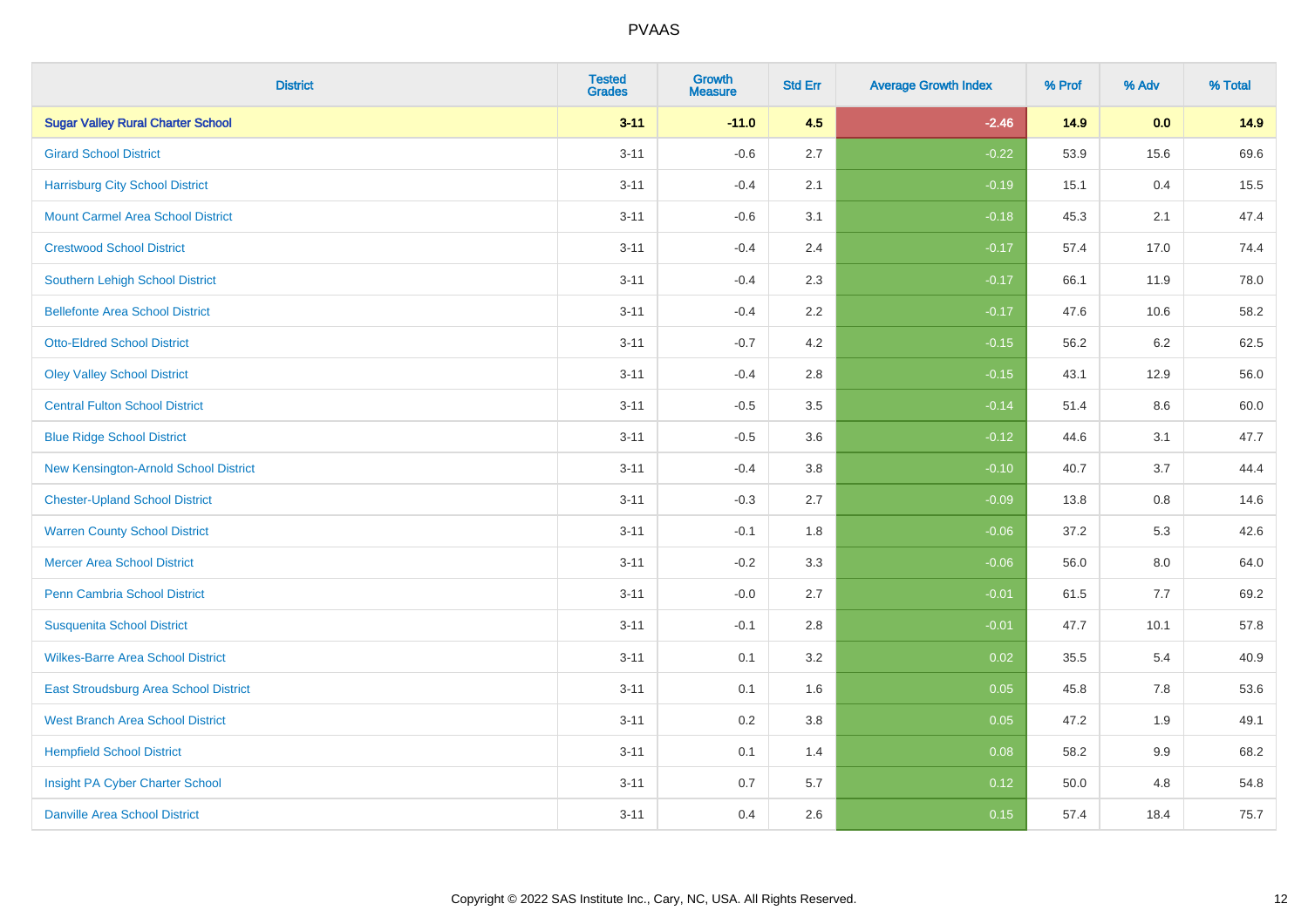# PVAAS

| District | Tested Grades | Growth Measure | Std Err | Average Growth Index | % Prof | % Adv | % Total |
|---|---|---|---|---|---|---|---|
| **Sugar Valley Rural Charter School** | **3-11** | **-11.0** | **4.5** | **-2.46** | **14.9** | **0.0** | **14.9** |
| Girard School District | 3-11 | -0.6 | 2.7 | -0.22 | 53.9 | 15.6 | 69.6 |
| Harrisburg City School District | 3-11 | -0.4 | 2.1 | -0.19 | 15.1 | 0.4 | 15.5 |
| Mount Carmel Area School District | 3-11 | -0.6 | 3.1 | -0.18 | 45.3 | 2.1 | 47.4 |
| Crestwood School District | 3-11 | -0.4 | 2.4 | -0.17 | 57.4 | 17.0 | 74.4 |
| Southern Lehigh School District | 3-11 | -0.4 | 2.3 | -0.17 | 66.1 | 11.9 | 78.0 |
| Bellefonte Area School District | 3-11 | -0.4 | 2.2 | -0.17 | 47.6 | 10.6 | 58.2 |
| Otto-Eldred School District | 3-11 | -0.7 | 4.2 | -0.15 | 56.2 | 6.2 | 62.5 |
| Oley Valley School District | 3-11 | -0.4 | 2.8 | -0.15 | 43.1 | 12.9 | 56.0 |
| Central Fulton School District | 3-11 | -0.5 | 3.5 | -0.14 | 51.4 | 8.6 | 60.0 |
| Blue Ridge School District | 3-11 | -0.5 | 3.6 | -0.12 | 44.6 | 3.1 | 47.7 |
| New Kensington-Arnold School District | 3-11 | -0.4 | 3.8 | -0.10 | 40.7 | 3.7 | 44.4 |
| Chester-Upland School District | 3-11 | -0.3 | 2.7 | -0.09 | 13.8 | 0.8 | 14.6 |
| Warren County School District | 3-11 | -0.1 | 1.8 | -0.06 | 37.2 | 5.3 | 42.6 |
| Mercer Area School District | 3-11 | -0.2 | 3.3 | -0.06 | 56.0 | 8.0 | 64.0 |
| Penn Cambria School District | 3-11 | -0.0 | 2.7 | -0.01 | 61.5 | 7.7 | 69.2 |
| Susquenita School District | 3-11 | -0.1 | 2.8 | -0.01 | 47.7 | 10.1 | 57.8 |
| Wilkes-Barre Area School District | 3-11 | 0.1 | 3.2 | 0.02 | 35.5 | 5.4 | 40.9 |
| East Stroudsburg Area School District | 3-11 | 0.1 | 1.6 | 0.05 | 45.8 | 7.8 | 53.6 |
| West Branch Area School District | 3-11 | 0.2 | 3.8 | 0.05 | 47.2 | 1.9 | 49.1 |
| Hempfield School District | 3-11 | 0.1 | 1.4 | 0.08 | 58.2 | 9.9 | 68.2 |
| Insight PA Cyber Charter School | 3-11 | 0.7 | 5.7 | 0.12 | 50.0 | 4.8 | 54.8 |
| Danville Area School District | 3-11 | 0.4 | 2.6 | 0.15 | 57.4 | 18.4 | 75.7 |

Copyright © 2022 SAS Institute Inc., Cary, NC, USA. All Rights Reserved.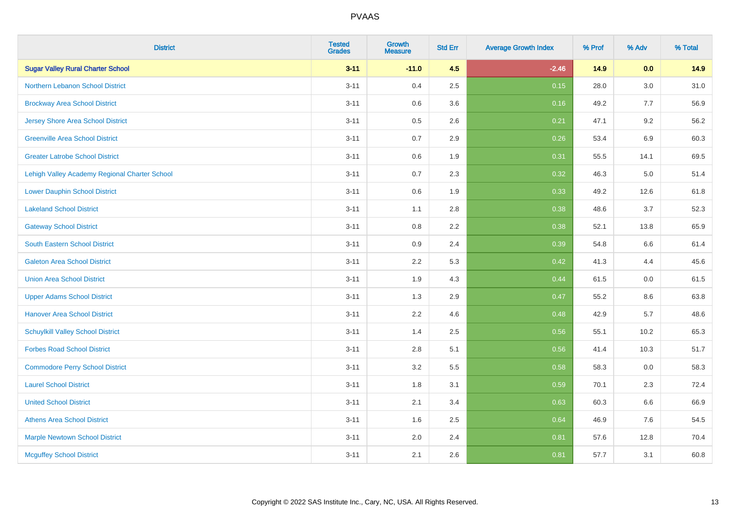# PVAAS

| District | Tested Grades | Growth Measure | Std Err | Average Growth Index | % Prof | % Adv | % Total |
|---|---|---|---|---|---|---|---|
| **Sugar Valley Rural Charter School** | **3-11** | **-11.0** | **4.5** | **-2.46** | **14.9** | **0.0** | **14.9** |
| Northern Lebanon School District | 3-11 | 0.4 | 2.5 | 0.15 | 28.0 | 3.0 | 31.0 |
| Brockway Area School District | 3-11 | 0.6 | 3.6 | 0.16 | 49.2 | 7.7 | 56.9 |
| Jersey Shore Area School District | 3-11 | 0.5 | 2.6 | 0.21 | 47.1 | 9.2 | 56.2 |
| Greenville Area School District | 3-11 | 0.7 | 2.9 | 0.26 | 53.4 | 6.9 | 60.3 |
| Greater Latrobe School District | 3-11 | 0.6 | 1.9 | 0.31 | 55.5 | 14.1 | 69.5 |
| Lehigh Valley Academy Regional Charter School | 3-11 | 0.7 | 2.3 | 0.32 | 46.3 | 5.0 | 51.4 |
| Lower Dauphin School District | 3-11 | 0.6 | 1.9 | 0.33 | 49.2 | 12.6 | 61.8 |
| Lakeland School District | 3-11 | 1.1 | 2.8 | 0.38 | 48.6 | 3.7 | 52.3 |
| Gateway School District | 3-11 | 0.8 | 2.2 | 0.38 | 52.1 | 13.8 | 65.9 |
| South Eastern School District | 3-11 | 0.9 | 2.4 | 0.39 | 54.8 | 6.6 | 61.4 |
| Galeton Area School District | 3-11 | 2.2 | 5.3 | 0.42 | 41.3 | 4.4 | 45.6 |
| Union Area School District | 3-11 | 1.9 | 4.3 | 0.44 | 61.5 | 0.0 | 61.5 |
| Upper Adams School District | 3-11 | 1.3 | 2.9 | 0.47 | 55.2 | 8.6 | 63.8 |
| Hanover Area School District | 3-11 | 2.2 | 4.6 | 0.48 | 42.9 | 5.7 | 48.6 |
| Schuylkill Valley School District | 3-11 | 1.4 | 2.5 | 0.56 | 55.1 | 10.2 | 65.3 |
| Forbes Road School District | 3-11 | 2.8 | 5.1 | 0.56 | 41.4 | 10.3 | 51.7 |
| Commodore Perry School District | 3-11 | 3.2 | 5.5 | 0.58 | 58.3 | 0.0 | 58.3 |
| Laurel School District | 3-11 | 1.8 | 3.1 | 0.59 | 70.1 | 2.3 | 72.4 |
| United School District | 3-11 | 2.1 | 3.4 | 0.63 | 60.3 | 6.6 | 66.9 |
| Athens Area School District | 3-11 | 1.6 | 2.5 | 0.64 | 46.9 | 7.6 | 54.5 |
| Marple Newtown School District | 3-11 | 2.0 | 2.4 | 0.81 | 57.6 | 12.8 | 70.4 |
| Mcguffey School District | 3-11 | 2.1 | 2.6 | 0.81 | 57.7 | 3.1 | 60.8 |

Copyright © 2022 SAS Institute Inc., Cary, NC, USA. All Rights Reserved.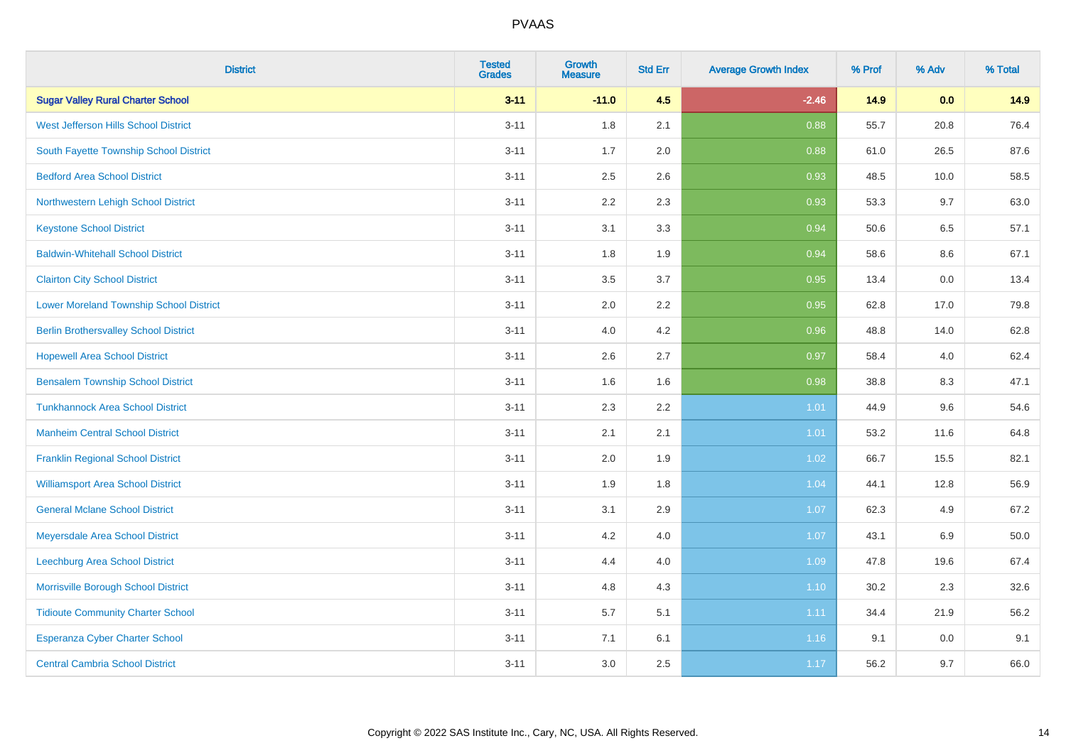# PVAAS

| District | Tested Grades | Growth Measure | Std Err | Average Growth Index | % Prof | % Adv | % Total |
|---|---|---|---|---|---|---|---|
| **Sugar Valley Rural Charter School** | **3-11** | **-11.0** | **4.5** | **-2.46** | **14.9** | **0.0** | **14.9** |
| West Jefferson Hills School District | 3-11 | 1.8 | 2.1 | 0.88 | 55.7 | 20.8 | 76.4 |
| South Fayette Township School District | 3-11 | 1.7 | 2.0 | 0.88 | 61.0 | 26.5 | 87.6 |
| Bedford Area School District | 3-11 | 2.5 | 2.6 | 0.93 | 48.5 | 10.0 | 58.5 |
| Northwestern Lehigh School District | 3-11 | 2.2 | 2.3 | 0.93 | 53.3 | 9.7 | 63.0 |
| Keystone School District | 3-11 | 3.1 | 3.3 | 0.94 | 50.6 | 6.5 | 57.1 |
| Baldwin-Whitehall School District | 3-11 | 1.8 | 1.9 | 0.94 | 58.6 | 8.6 | 67.1 |
| Clairton City School District | 3-11 | 3.5 | 3.7 | 0.95 | 13.4 | 0.0 | 13.4 |
| Lower Moreland Township School District | 3-11 | 2.0 | 2.2 | 0.95 | 62.8 | 17.0 | 79.8 |
| Berlin Brothersvalley School District | 3-11 | 4.0 | 4.2 | 0.96 | 48.8 | 14.0 | 62.8 |
| Hopewell Area School District | 3-11 | 2.6 | 2.7 | 0.97 | 58.4 | 4.0 | 62.4 |
| Bensalem Township School District | 3-11 | 1.6 | 1.6 | 0.98 | 38.8 | 8.3 | 47.1 |
| Tunkhannock Area School District | 3-11 | 2.3 | 2.2 | 1.01 | 44.9 | 9.6 | 54.6 |
| Manheim Central School District | 3-11 | 2.1 | 2.1 | 1.01 | 53.2 | 11.6 | 64.8 |
| Franklin Regional School District | 3-11 | 2.0 | 1.9 | 1.02 | 66.7 | 15.5 | 82.1 |
| Williamsport Area School District | 3-11 | 1.9 | 1.8 | 1.04 | 44.1 | 12.8 | 56.9 |
| General Mclane School District | 3-11 | 3.1 | 2.9 | 1.07 | 62.3 | 4.9 | 67.2 |
| Meyersdale Area School District | 3-11 | 4.2 | 4.0 | 1.07 | 43.1 | 6.9 | 50.0 |
| Leechburg Area School District | 3-11 | 4.4 | 4.0 | 1.09 | 47.8 | 19.6 | 67.4 |
| Morrisville Borough School District | 3-11 | 4.8 | 4.3 | 1.10 | 30.2 | 2.3 | 32.6 |
| Tidioute Community Charter School | 3-11 | 5.7 | 5.1 | 1.11 | 34.4 | 21.9 | 56.2 |
| Esperanza Cyber Charter School | 3-11 | 7.1 | 6.1 | 1.16 | 9.1 | 0.0 | 9.1 |
| Central Cambria School District | 3-11 | 3.0 | 2.5 | 1.17 | 56.2 | 9.7 | 66.0 |

Copyright © 2022 SAS Institute Inc., Cary, NC, USA. All Rights Reserved.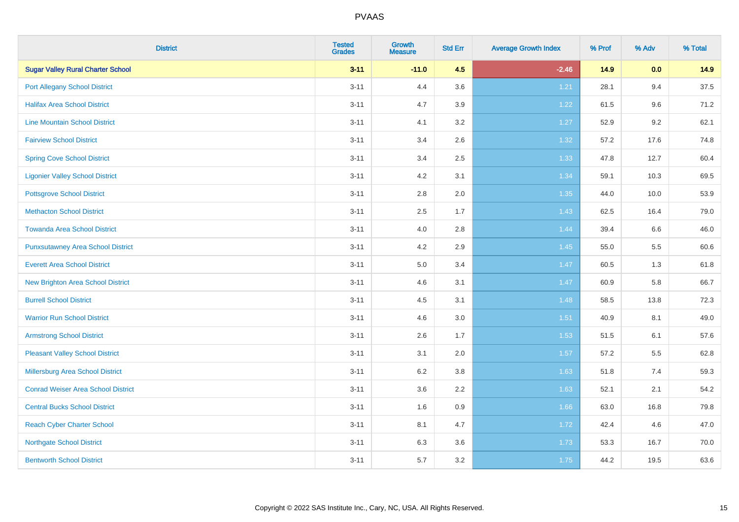| District | Tested Grades | Growth Measure | Std Err | Average Growth Index | % Prof | % Adv | % Total |
|---|---|---|---|---|---|---|---|
| **Sugar Valley Rural Charter School** | **3-11** | **-11.0** | **4.5** | **-2.46** | **14.9** | **0.0** | **14.9** |
| Port Allegany School District | 3-11 | 4.4 | 3.6 | 1.21 | 28.1 | 9.4 | 37.5 |
| Halifax Area School District | 3-11 | 4.7 | 3.9 | 1.22 | 61.5 | 9.6 | 71.2 |
| Line Mountain School District | 3-11 | 4.1 | 3.2 | 1.27 | 52.9 | 9.2 | 62.1 |
| Fairview School District | 3-11 | 3.4 | 2.6 | 1.32 | 57.2 | 17.6 | 74.8 |
| Spring Cove School District | 3-11 | 3.4 | 2.5 | 1.33 | 47.8 | 12.7 | 60.4 |
| Ligonier Valley School District | 3-11 | 4.2 | 3.1 | 1.34 | 59.1 | 10.3 | 69.5 |
| Pottsgrove School District | 3-11 | 2.8 | 2.0 | 1.35 | 44.0 | 10.0 | 53.9 |
| Methacton School District | 3-11 | 2.5 | 1.7 | 1.43 | 62.5 | 16.4 | 79.0 |
| Towanda Area School District | 3-11 | 4.0 | 2.8 | 1.44 | 39.4 | 6.6 | 46.0 |
| Punxsutawney Area School District | 3-11 | 4.2 | 2.9 | 1.45 | 55.0 | 5.5 | 60.6 |
| Everett Area School District | 3-11 | 5.0 | 3.4 | 1.47 | 60.5 | 1.3 | 61.8 |
| New Brighton Area School District | 3-11 | 4.6 | 3.1 | 1.47 | 60.9 | 5.8 | 66.7 |
| Burrell School District | 3-11 | 4.5 | 3.1 | 1.48 | 58.5 | 13.8 | 72.3 |
| Warrior Run School District | 3-11 | 4.6 | 3.0 | 1.51 | 40.9 | 8.1 | 49.0 |
| Armstrong School District | 3-11 | 2.6 | 1.7 | 1.53 | 51.5 | 6.1 | 57.6 |
| Pleasant Valley School District | 3-11 | 3.1 | 2.0 | 1.57 | 57.2 | 5.5 | 62.8 |
| Millersburg Area School District | 3-11 | 6.2 | 3.8 | 1.63 | 51.8 | 7.4 | 59.3 |
| Conrad Weiser Area School District | 3-11 | 3.6 | 2.2 | 1.63 | 52.1 | 2.1 | 54.2 |
| Central Bucks School District | 3-11 | 1.6 | 0.9 | 1.66 | 63.0 | 16.8 | 79.8 |
| Reach Cyber Charter School | 3-11 | 8.1 | 4.7 | 1.72 | 42.4 | 4.6 | 47.0 |
| Northgate School District | 3-11 | 6.3 | 3.6 | 1.73 | 53.3 | 16.7 | 70.0 |
| Bentworth School District | 3-11 | 5.7 | 3.2 | 1.75 | 44.2 | 19.5 | 63.6 |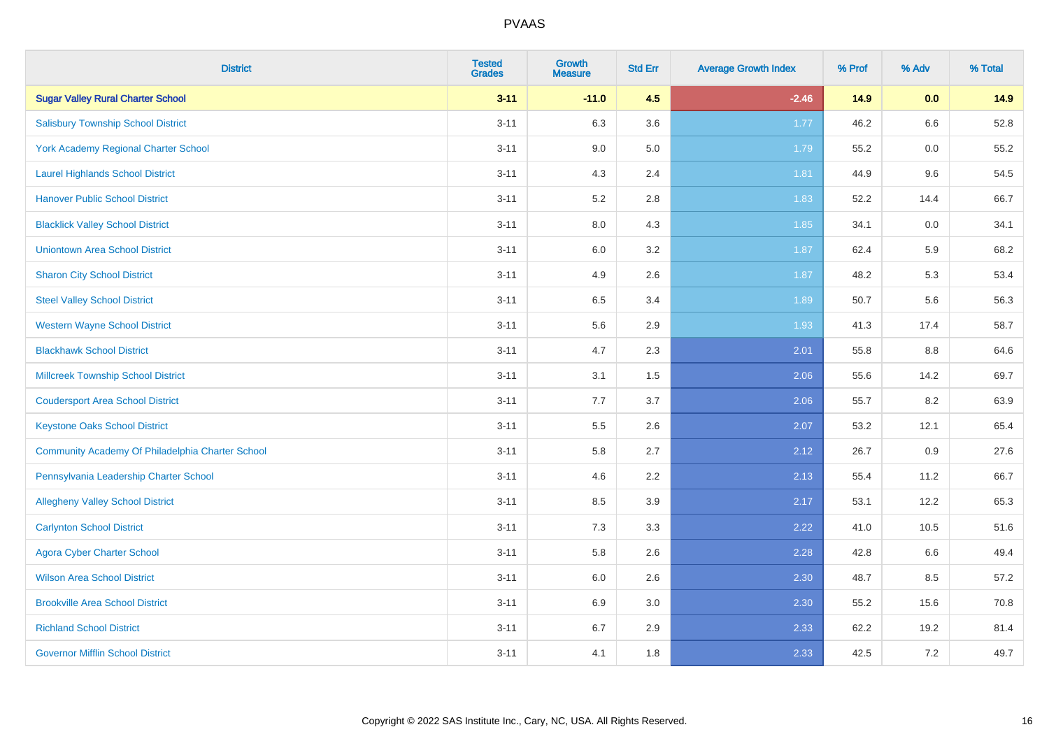# PVAAS

| District | Tested Grades | Growth Measure | Std Err | Average Growth Index | % Prof | % Adv | % Total |
|---|---|---|---|---|---|---|---|
| **Sugar Valley Rural Charter School** | **3-11** | **-11.0** | **4.5** | **-2.46** | **14.9** | **0.0** | **14.9** |
| Salisbury Township School District | 3-11 | 6.3 | 3.6 | 1.77 | 46.2 | 6.6 | 52.8 |
| York Academy Regional Charter School | 3-11 | 9.0 | 5.0 | 1.79 | 55.2 | 0.0 | 55.2 |
| Laurel Highlands School District | 3-11 | 4.3 | 2.4 | 1.81 | 44.9 | 9.6 | 54.5 |
| Hanover Public School District | 3-11 | 5.2 | 2.8 | 1.83 | 52.2 | 14.4 | 66.7 |
| Blacklick Valley School District | 3-11 | 8.0 | 4.3 | 1.85 | 34.1 | 0.0 | 34.1 |
| Uniontown Area School District | 3-11 | 6.0 | 3.2 | 1.87 | 62.4 | 5.9 | 68.2 |
| Sharon City School District | 3-11 | 4.9 | 2.6 | 1.87 | 48.2 | 5.3 | 53.4 |
| Steel Valley School District | 3-11 | 6.5 | 3.4 | 1.89 | 50.7 | 5.6 | 56.3 |
| Western Wayne School District | 3-11 | 5.6 | 2.9 | 1.93 | 41.3 | 17.4 | 58.7 |
| Blackhawk School District | 3-11 | 4.7 | 2.3 | 2.01 | 55.8 | 8.8 | 64.6 |
| Millcreek Township School District | 3-11 | 3.1 | 1.5 | 2.06 | 55.6 | 14.2 | 69.7 |
| Coudersport Area School District | 3-11 | 7.7 | 3.7 | 2.06 | 55.7 | 8.2 | 63.9 |
| Keystone Oaks School District | 3-11 | 5.5 | 2.6 | 2.07 | 53.2 | 12.1 | 65.4 |
| Community Academy Of Philadelphia Charter School | 3-11 | 5.8 | 2.7 | 2.12 | 26.7 | 0.9 | 27.6 |
| Pennsylvania Leadership Charter School | 3-11 | 4.6 | 2.2 | 2.13 | 55.4 | 11.2 | 66.7 |
| Allegheny Valley School District | 3-11 | 8.5 | 3.9 | 2.17 | 53.1 | 12.2 | 65.3 |
| Carlynton School District | 3-11 | 7.3 | 3.3 | 2.22 | 41.0 | 10.5 | 51.6 |
| Agora Cyber Charter School | 3-11 | 5.8 | 2.6 | 2.28 | 42.8 | 6.6 | 49.4 |
| Wilson Area School District | 3-11 | 6.0 | 2.6 | 2.30 | 48.7 | 8.5 | 57.2 |
| Brookville Area School District | 3-11 | 6.9 | 3.0 | 2.30 | 55.2 | 15.6 | 70.8 |
| Richland School District | 3-11 | 6.7 | 2.9 | 2.33 | 62.2 | 19.2 | 81.4 |
| Governor Mifflin School District | 3-11 | 4.1 | 1.8 | 2.33 | 42.5 | 7.2 | 49.7 |

Copyright © 2022 SAS Institute Inc., Cary, NC, USA. All Rights Reserved.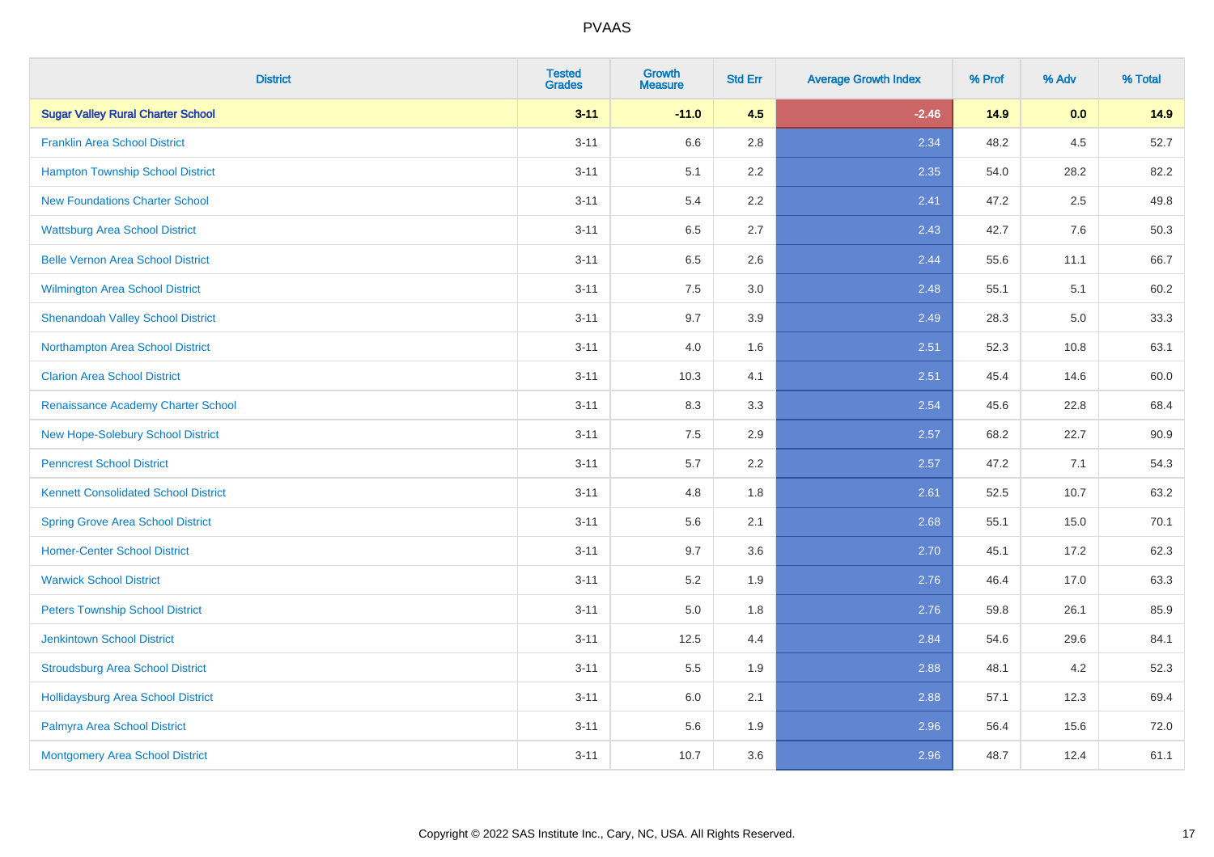# PVAAS

| District | Tested Grades | Growth Measure | Std Err | Average Growth Index | % Prof | % Adv | % Total |
|---|---|---|---|---|---|---|---|
| **Sugar Valley Rural Charter School** | **3-11** | **-11.0** | **4.5** | **-2.46** | **14.9** | **0.0** | **14.9** |
| Franklin Area School District | 3-11 | 6.6 | 2.8 | 2.34 | 48.2 | 4.5 | 52.7 |
| Hampton Township School District | 3-11 | 5.1 | 2.2 | 2.35 | 54.0 | 28.2 | 82.2 |
| New Foundations Charter School | 3-11 | 5.4 | 2.2 | 2.41 | 47.2 | 2.5 | 49.8 |
| Wattsburg Area School District | 3-11 | 6.5 | 2.7 | 2.43 | 42.7 | 7.6 | 50.3 |
| Belle Vernon Area School District | 3-11 | 6.5 | 2.6 | 2.44 | 55.6 | 11.1 | 66.7 |
| Wilmington Area School District | 3-11 | 7.5 | 3.0 | 2.48 | 55.1 | 5.1 | 60.2 |
| Shenandoah Valley School District | 3-11 | 9.7 | 3.9 | 2.49 | 28.3 | 5.0 | 33.3 |
| Northampton Area School District | 3-11 | 4.0 | 1.6 | 2.51 | 52.3 | 10.8 | 63.1 |
| Clarion Area School District | 3-11 | 10.3 | 4.1 | 2.51 | 45.4 | 14.6 | 60.0 |
| Renaissance Academy Charter School | 3-11 | 8.3 | 3.3 | 2.54 | 45.6 | 22.8 | 68.4 |
| New Hope-Solebury School District | 3-11 | 7.5 | 2.9 | 2.57 | 68.2 | 22.7 | 90.9 |
| Penncrest School District | 3-11 | 5.7 | 2.2 | 2.57 | 47.2 | 7.1 | 54.3 |
| Kennett Consolidated School District | 3-11 | 4.8 | 1.8 | 2.61 | 52.5 | 10.7 | 63.2 |
| Spring Grove Area School District | 3-11 | 5.6 | 2.1 | 2.68 | 55.1 | 15.0 | 70.1 |
| Homer-Center School District | 3-11 | 9.7 | 3.6 | 2.70 | 45.1 | 17.2 | 62.3 |
| Warwick School District | 3-11 | 5.2 | 1.9 | 2.76 | 46.4 | 17.0 | 63.3 |
| Peters Township School District | 3-11 | 5.0 | 1.8 | 2.76 | 59.8 | 26.1 | 85.9 |
| Jenkintown School District | 3-11 | 12.5 | 4.4 | 2.84 | 54.6 | 29.6 | 84.1 |
| Stroudsburg Area School District | 3-11 | 5.5 | 1.9 | 2.88 | 48.1 | 4.2 | 52.3 |
| Hollidaysburg Area School District | 3-11 | 6.0 | 2.1 | 2.88 | 57.1 | 12.3 | 69.4 |
| Palmyra Area School District | 3-11 | 5.6 | 1.9 | 2.96 | 56.4 | 15.6 | 72.0 |
| Montgomery Area School District | 3-11 | 10.7 | 3.6 | 2.96 | 48.7 | 12.4 | 61.1 |

Copyright © 2022 SAS Institute Inc., Cary, NC, USA. All Rights Reserved.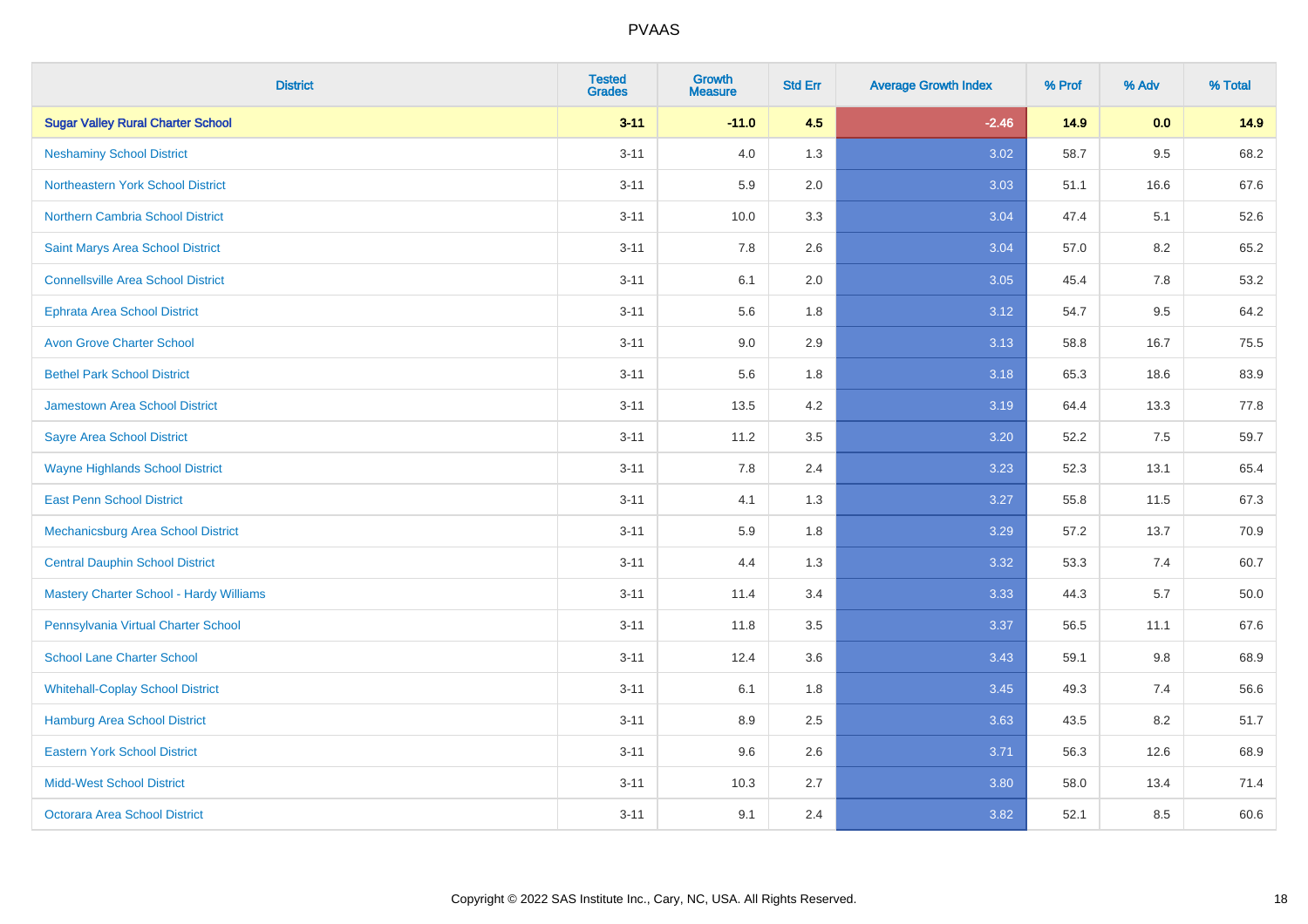# PVAAS

| District | Tested Grades | Growth Measure | Std Err | Average Growth Index | % Prof | % Adv | % Total |
|---|---|---|---|---|---|---|---|
| **Sugar Valley Rural Charter School** | **3-11** | **-11.0** | **4.5** | **-2.46** | **14.9** | **0.0** | **14.9** |
| Neshaminy School District | 3-11 | 4.0 | 1.3 | 3.02 | 58.7 | 9.5 | 68.2 |
| Northeastern York School District | 3-11 | 5.9 | 2.0 | 3.03 | 51.1 | 16.6 | 67.6 |
| Northern Cambria School District | 3-11 | 10.0 | 3.3 | 3.04 | 47.4 | 5.1 | 52.6 |
| Saint Marys Area School District | 3-11 | 7.8 | 2.6 | 3.04 | 57.0 | 8.2 | 65.2 |
| Connellsville Area School District | 3-11 | 6.1 | 2.0 | 3.05 | 45.4 | 7.8 | 53.2 |
| Ephrata Area School District | 3-11 | 5.6 | 1.8 | 3.12 | 54.7 | 9.5 | 64.2 |
| Avon Grove Charter School | 3-11 | 9.0 | 2.9 | 3.13 | 58.8 | 16.7 | 75.5 |
| Bethel Park School District | 3-11 | 5.6 | 1.8 | 3.18 | 65.3 | 18.6 | 83.9 |
| Jamestown Area School District | 3-11 | 13.5 | 4.2 | 3.19 | 64.4 | 13.3 | 77.8 |
| Sayre Area School District | 3-11 | 11.2 | 3.5 | 3.20 | 52.2 | 7.5 | 59.7 |
| Wayne Highlands School District | 3-11 | 7.8 | 2.4 | 3.23 | 52.3 | 13.1 | 65.4 |
| East Penn School District | 3-11 | 4.1 | 1.3 | 3.27 | 55.8 | 11.5 | 67.3 |
| Mechanicsburg Area School District | 3-11 | 5.9 | 1.8 | 3.29 | 57.2 | 13.7 | 70.9 |
| Central Dauphin School District | 3-11 | 4.4 | 1.3 | 3.32 | 53.3 | 7.4 | 60.7 |
| Mastery Charter School - Hardy Williams | 3-11 | 11.4 | 3.4 | 3.33 | 44.3 | 5.7 | 50.0 |
| Pennsylvania Virtual Charter School | 3-11 | 11.8 | 3.5 | 3.37 | 56.5 | 11.1 | 67.6 |
| School Lane Charter School | 3-11 | 12.4 | 3.6 | 3.43 | 59.1 | 9.8 | 68.9 |
| Whitehall-Coplay School District | 3-11 | 6.1 | 1.8 | 3.45 | 49.3 | 7.4 | 56.6 |
| Hamburg Area School District | 3-11 | 8.9 | 2.5 | 3.63 | 43.5 | 8.2 | 51.7 |
| Eastern York School District | 3-11 | 9.6 | 2.6 | 3.71 | 56.3 | 12.6 | 68.9 |
| Midd-West School District | 3-11 | 10.3 | 2.7 | 3.80 | 58.0 | 13.4 | 71.4 |
| Octorara Area School District | 3-11 | 9.1 | 2.4 | 3.82 | 52.1 | 8.5 | 60.6 |

Copyright © 2022 SAS Institute Inc., Cary, NC, USA. All Rights Reserved.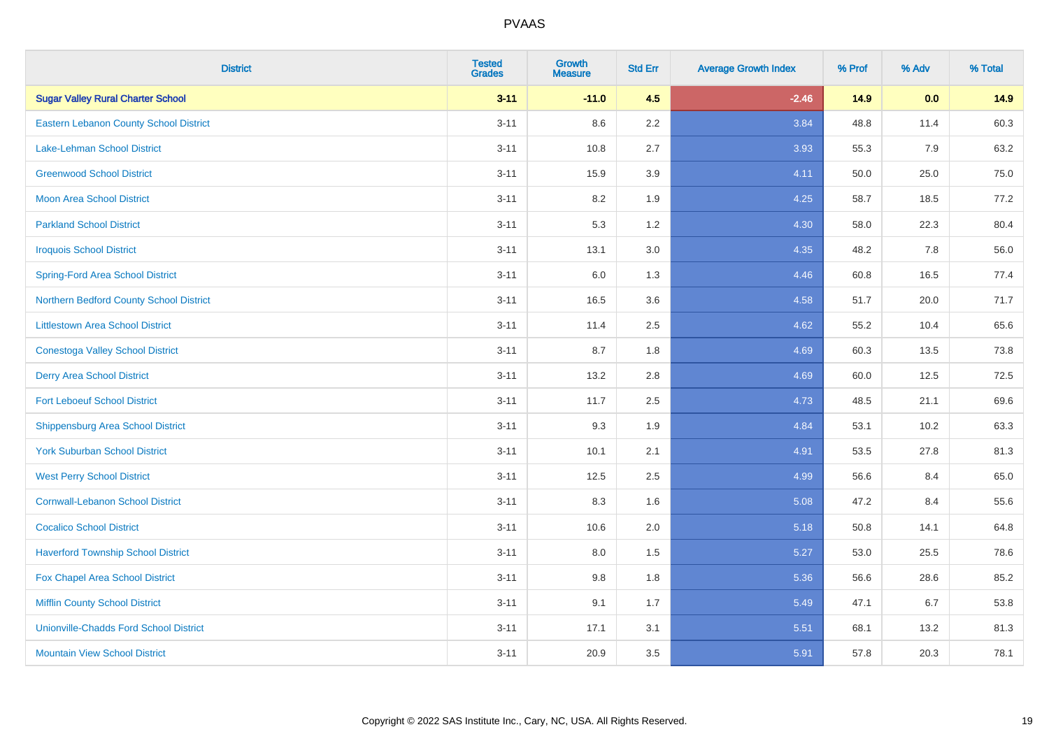# PVAAS

| District | Tested Grades | Growth Measure | Std Err | Average Growth Index | % Prof | % Adv | % Total |
|---|---|---|---|---|---|---|---|
| **Sugar Valley Rural Charter School** | **3-11** | **-11.0** | **4.5** | **-2.46** | **14.9** | **0.0** | **14.9** |
| Eastern Lebanon County School District | 3-11 | 8.6 | 2.2 | 3.84 | 48.8 | 11.4 | 60.3 |
| Lake-Lehman School District | 3-11 | 10.8 | 2.7 | 3.93 | 55.3 | 7.9 | 63.2 |
| Greenwood School District | 3-11 | 15.9 | 3.9 | 4.11 | 50.0 | 25.0 | 75.0 |
| Moon Area School District | 3-11 | 8.2 | 1.9 | 4.25 | 58.7 | 18.5 | 77.2 |
| Parkland School District | 3-11 | 5.3 | 1.2 | 4.30 | 58.0 | 22.3 | 80.4 |
| Iroquois School District | 3-11 | 13.1 | 3.0 | 4.35 | 48.2 | 7.8 | 56.0 |
| Spring-Ford Area School District | 3-11 | 6.0 | 1.3 | 4.46 | 60.8 | 16.5 | 77.4 |
| Northern Bedford County School District | 3-11 | 16.5 | 3.6 | 4.58 | 51.7 | 20.0 | 71.7 |
| Littlestown Area School District | 3-11 | 11.4 | 2.5 | 4.62 | 55.2 | 10.4 | 65.6 |
| Conestoga Valley School District | 3-11 | 8.7 | 1.8 | 4.69 | 60.3 | 13.5 | 73.8 |
| Derry Area School District | 3-11 | 13.2 | 2.8 | 4.69 | 60.0 | 12.5 | 72.5 |
| Fort Leboeuf School District | 3-11 | 11.7 | 2.5 | 4.73 | 48.5 | 21.1 | 69.6 |
| Shippensburg Area School District | 3-11 | 9.3 | 1.9 | 4.84 | 53.1 | 10.2 | 63.3 |
| York Suburban School District | 3-11 | 10.1 | 2.1 | 4.91 | 53.5 | 27.8 | 81.3 |
| West Perry School District | 3-11 | 12.5 | 2.5 | 4.99 | 56.6 | 8.4 | 65.0 |
| Cornwall-Lebanon School District | 3-11 | 8.3 | 1.6 | 5.08 | 47.2 | 8.4 | 55.6 |
| Cocalico School District | 3-11 | 10.6 | 2.0 | 5.18 | 50.8 | 14.1 | 64.8 |
| Haverford Township School District | 3-11 | 8.0 | 1.5 | 5.27 | 53.0 | 25.5 | 78.6 |
| Fox Chapel Area School District | 3-11 | 9.8 | 1.8 | 5.36 | 56.6 | 28.6 | 85.2 |
| Mifflin County School District | 3-11 | 9.1 | 1.7 | 5.49 | 47.1 | 6.7 | 53.8 |
| Unionville-Chadds Ford School District | 3-11 | 17.1 | 3.1 | 5.51 | 68.1 | 13.2 | 81.3 |
| Mountain View School District | 3-11 | 20.9 | 3.5 | 5.91 | 57.8 | 20.3 | 78.1 |

Copyright © 2022 SAS Institute Inc., Cary, NC, USA. All Rights Reserved.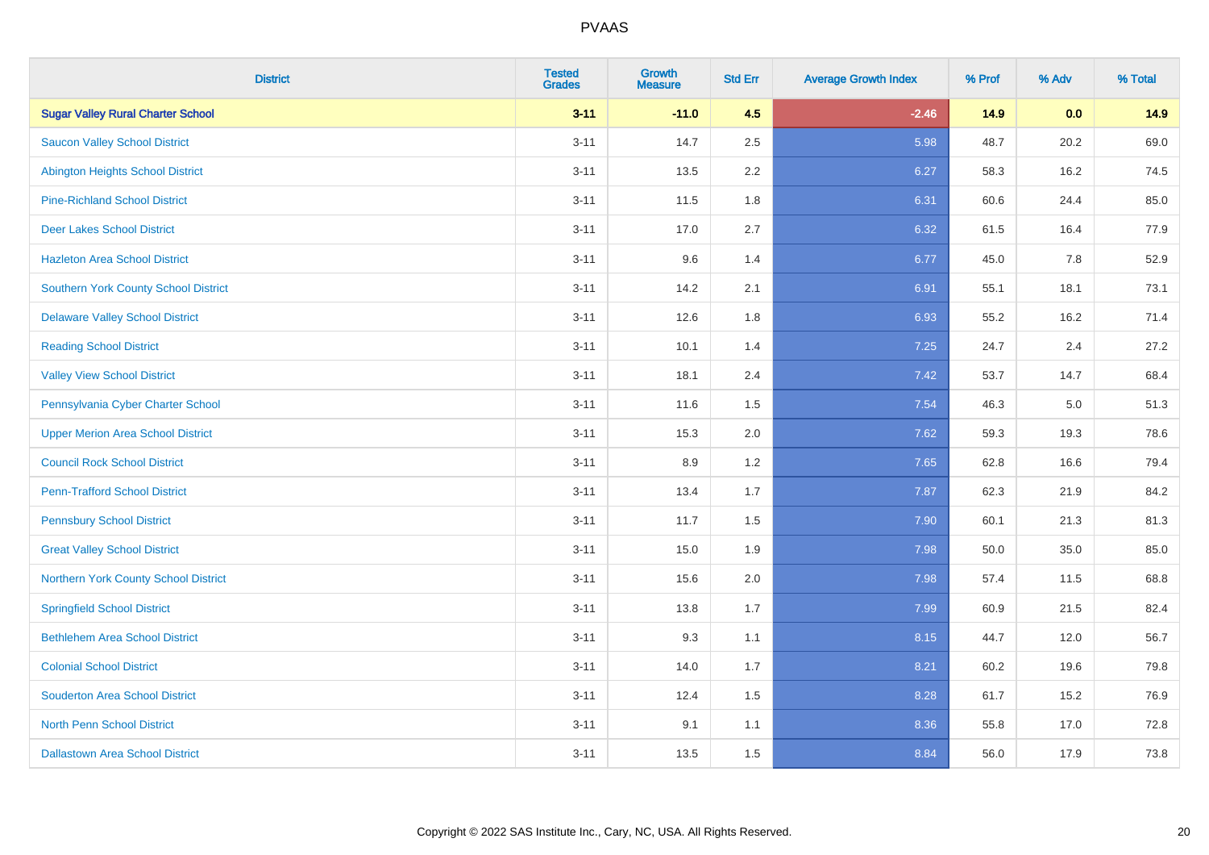# PVAAS

| District | Tested Grades | Growth Measure | Std Err | Average Growth Index | % Prof | % Adv | % Total |
|---|---|---|---|---|---|---|---|
| **Sugar Valley Rural Charter School** | **3-11** | **-11.0** | **4.5** | **-2.46** | **14.9** | **0.0** | **14.9** |
| Saucon Valley School District | 3-11 | 14.7 | 2.5 | 5.98 | 48.7 | 20.2 | 69.0 |
| Abington Heights School District | 3-11 | 13.5 | 2.2 | 6.27 | 58.3 | 16.2 | 74.5 |
| Pine-Richland School District | 3-11 | 11.5 | 1.8 | 6.31 | 60.6 | 24.4 | 85.0 |
| Deer Lakes School District | 3-11 | 17.0 | 2.7 | 6.32 | 61.5 | 16.4 | 77.9 |
| Hazleton Area School District | 3-11 | 9.6 | 1.4 | 6.77 | 45.0 | 7.8 | 52.9 |
| Southern York County School District | 3-11 | 14.2 | 2.1 | 6.91 | 55.1 | 18.1 | 73.1 |
| Delaware Valley School District | 3-11 | 12.6 | 1.8 | 6.93 | 55.2 | 16.2 | 71.4 |
| Reading School District | 3-11 | 10.1 | 1.4 | 7.25 | 24.7 | 2.4 | 27.2 |
| Valley View School District | 3-11 | 18.1 | 2.4 | 7.42 | 53.7 | 14.7 | 68.4 |
| Pennsylvania Cyber Charter School | 3-11 | 11.6 | 1.5 | 7.54 | 46.3 | 5.0 | 51.3 |
| Upper Merion Area School District | 3-11 | 15.3 | 2.0 | 7.62 | 59.3 | 19.3 | 78.6 |
| Council Rock School District | 3-11 | 8.9 | 1.2 | 7.65 | 62.8 | 16.6 | 79.4 |
| Penn-Trafford School District | 3-11 | 13.4 | 1.7 | 7.87 | 62.3 | 21.9 | 84.2 |
| Pennsbury School District | 3-11 | 11.7 | 1.5 | 7.90 | 60.1 | 21.3 | 81.3 |
| Great Valley School District | 3-11 | 15.0 | 1.9 | 7.98 | 50.0 | 35.0 | 85.0 |
| Northern York County School District | 3-11 | 15.6 | 2.0 | 7.98 | 57.4 | 11.5 | 68.8 |
| Springfield School District | 3-11 | 13.8 | 1.7 | 7.99 | 60.9 | 21.5 | 82.4 |
| Bethlehem Area School District | 3-11 | 9.3 | 1.1 | 8.15 | 44.7 | 12.0 | 56.7 |
| Colonial School District | 3-11 | 14.0 | 1.7 | 8.21 | 60.2 | 19.6 | 79.8 |
| Souderton Area School District | 3-11 | 12.4 | 1.5 | 8.28 | 61.7 | 15.2 | 76.9 |
| North Penn School District | 3-11 | 9.1 | 1.1 | 8.36 | 55.8 | 17.0 | 72.8 |
| Dallastown Area School District | 3-11 | 13.5 | 1.5 | 8.84 | 56.0 | 17.9 | 73.8 |

Copyright © 2022 SAS Institute Inc., Cary, NC, USA. All Rights Reserved.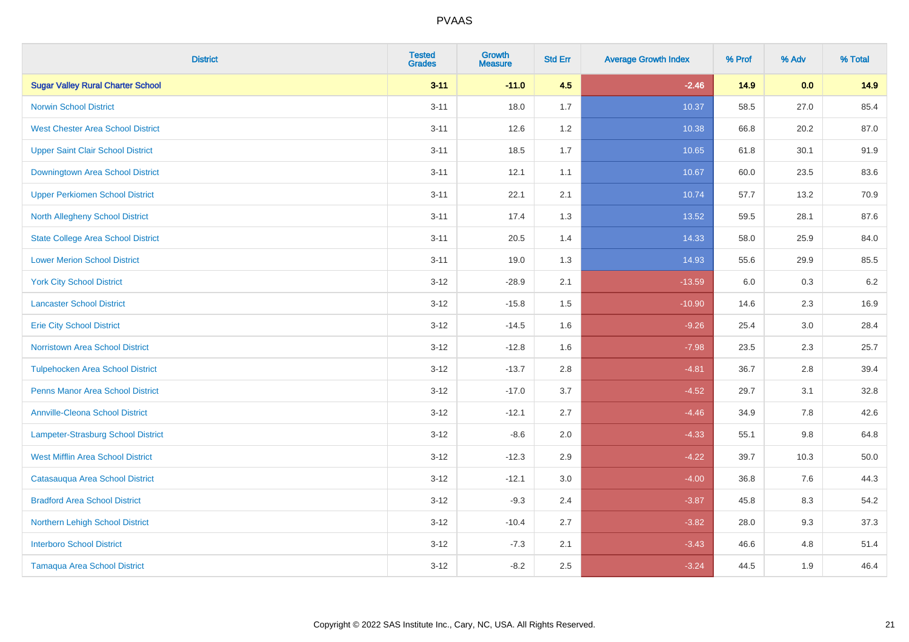# PVAAS

| District | Tested Grades | Growth Measure | Std Err | Average Growth Index | % Prof | % Adv | % Total |
|---|---|---|---|---|---|---|---|
| **Sugar Valley Rural Charter School** | **3-11** | **-11.0** | **4.5** | **-2.46** | **14.9** | **0.0** | **14.9** |
| Norwin School District | 3-11 | 18.0 | 1.7 | 10.37 | 58.5 | 27.0 | 85.4 |
| West Chester Area School District | 3-11 | 12.6 | 1.2 | 10.38 | 66.8 | 20.2 | 87.0 |
| Upper Saint Clair School District | 3-11 | 18.5 | 1.7 | 10.65 | 61.8 | 30.1 | 91.9 |
| Downingtown Area School District | 3-11 | 12.1 | 1.1 | 10.67 | 60.0 | 23.5 | 83.6 |
| Upper Perkiomen School District | 3-11 | 22.1 | 2.1 | 10.74 | 57.7 | 13.2 | 70.9 |
| North Allegheny School District | 3-11 | 17.4 | 1.3 | 13.52 | 59.5 | 28.1 | 87.6 |
| State College Area School District | 3-11 | 20.5 | 1.4 | 14.33 | 58.0 | 25.9 | 84.0 |
| Lower Merion School District | 3-11 | 19.0 | 1.3 | 14.93 | 55.6 | 29.9 | 85.5 |
| York City School District | 3-12 | -28.9 | 2.1 | -13.59 | 6.0 | 0.3 | 6.2 |
| Lancaster School District | 3-12 | -15.8 | 1.5 | -10.90 | 14.6 | 2.3 | 16.9 |
| Erie City School District | 3-12 | -14.5 | 1.6 | -9.26 | 25.4 | 3.0 | 28.4 |
| Norristown Area School District | 3-12 | -12.8 | 1.6 | -7.98 | 23.5 | 2.3 | 25.7 |
| Tulpehocken Area School District | 3-12 | -13.7 | 2.8 | -4.81 | 36.7 | 2.8 | 39.4 |
| Penns Manor Area School District | 3-12 | -17.0 | 3.7 | -4.52 | 29.7 | 3.1 | 32.8 |
| Annville-Cleona School District | 3-12 | -12.1 | 2.7 | -4.46 | 34.9 | 7.8 | 42.6 |
| Lampeter-Strasburg School District | 3-12 | -8.6 | 2.0 | -4.33 | 55.1 | 9.8 | 64.8 |
| West Mifflin Area School District | 3-12 | -12.3 | 2.9 | -4.22 | 39.7 | 10.3 | 50.0 |
| Catasauqua Area School District | 3-12 | -12.1 | 3.0 | -4.00 | 36.8 | 7.6 | 44.3 |
| Bradford Area School District | 3-12 | -9.3 | 2.4 | -3.87 | 45.8 | 8.3 | 54.2 |
| Northern Lehigh School District | 3-12 | -10.4 | 2.7 | -3.82 | 28.0 | 9.3 | 37.3 |
| Interboro School District | 3-12 | -7.3 | 2.1 | -3.43 | 46.6 | 4.8 | 51.4 |
| Tamaqua Area School District | 3-12 | -8.2 | 2.5 | -3.24 | 44.5 | 1.9 | 46.4 |

Copyright © 2022 SAS Institute Inc., Cary, NC, USA. All Rights Reserved.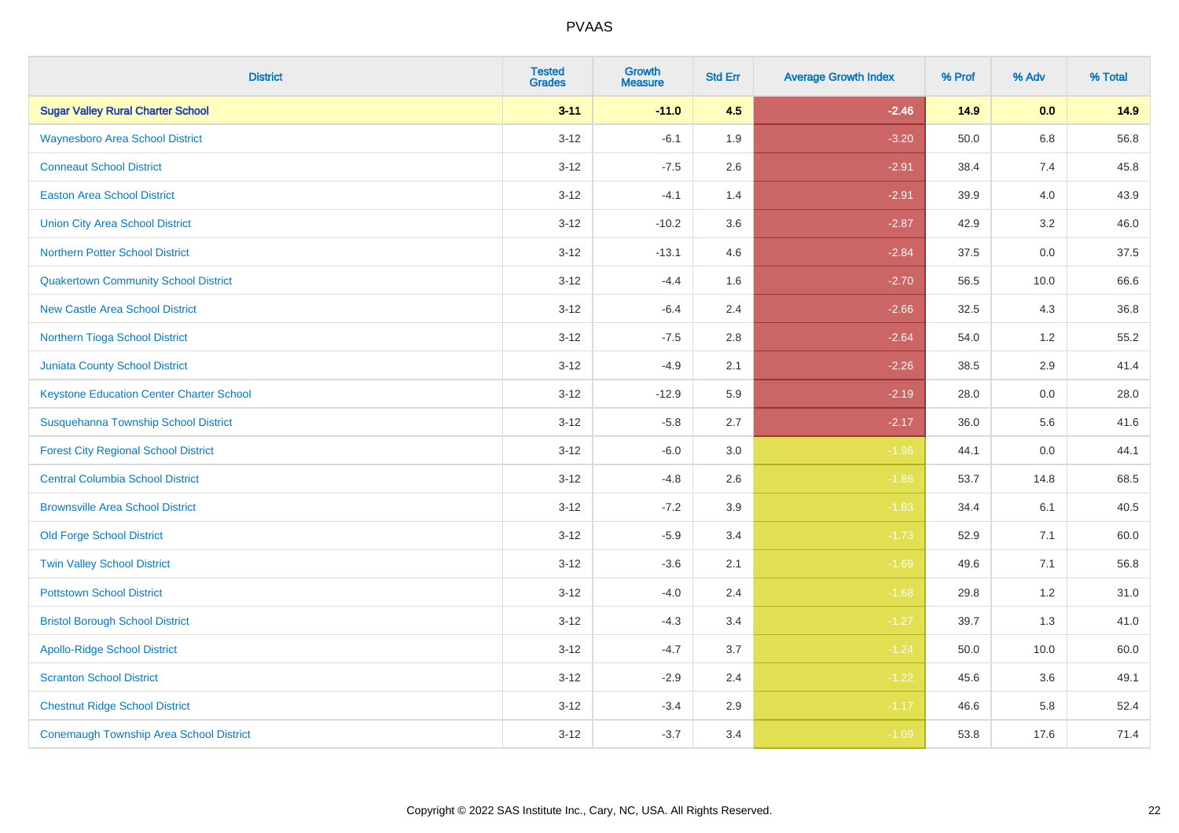| District | Tested Grades | Growth Measure | Std Err | Average Growth Index | % Prof | % Adv | % Total |
|---|---|---|---|---|---|---|---|
| **Sugar Valley Rural Charter School** | **3-11** | **-11.0** | **4.5** | **-2.46** | **14.9** | **0.0** | **14.9** |
| Waynesboro Area School District | 3-12 | -6.1 | 1.9 | -3.20 | 50.0 | 6.8 | 56.8 |
| Conneaut School District | 3-12 | -7.5 | 2.6 | -2.91 | 38.4 | 7.4 | 45.8 |
| Easton Area School District | 3-12 | -4.1 | 1.4 | -2.91 | 39.9 | 4.0 | 43.9 |
| Union City Area School District | 3-12 | -10.2 | 3.6 | -2.87 | 42.9 | 3.2 | 46.0 |
| Northern Potter School District | 3-12 | -13.1 | 4.6 | -2.84 | 37.5 | 0.0 | 37.5 |
| Quakertown Community School District | 3-12 | -4.4 | 1.6 | -2.70 | 56.5 | 10.0 | 66.6 |
| New Castle Area School District | 3-12 | -6.4 | 2.4 | -2.66 | 32.5 | 4.3 | 36.8 |
| Northern Tioga School District | 3-12 | -7.5 | 2.8 | -2.64 | 54.0 | 1.2 | 55.2 |
| Juniata County School District | 3-12 | -4.9 | 2.1 | -2.26 | 38.5 | 2.9 | 41.4 |
| Keystone Education Center Charter School | 3-12 | -12.9 | 5.9 | -2.19 | 28.0 | 0.0 | 28.0 |
| Susquehanna Township School District | 3-12 | -5.8 | 2.7 | -2.17 | 36.0 | 5.6 | 41.6 |
| Forest City Regional School District | 3-12 | -6.0 | 3.0 | -1.96 | 44.1 | 0.0 | 44.1 |
| Central Columbia School District | 3-12 | -4.8 | 2.6 | -1.86 | 53.7 | 14.8 | 68.5 |
| Brownsville Area School District | 3-12 | -7.2 | 3.9 | -1.83 | 34.4 | 6.1 | 40.5 |
| Old Forge School District | 3-12 | -5.9 | 3.4 | -1.73 | 52.9 | 7.1 | 60.0 |
| Twin Valley School District | 3-12 | -3.6 | 2.1 | -1.69 | 49.6 | 7.1 | 56.8 |
| Pottstown School District | 3-12 | -4.0 | 2.4 | -1.68 | 29.8 | 1.2 | 31.0 |
| Bristol Borough School District | 3-12 | -4.3 | 3.4 | -1.27 | 39.7 | 1.3 | 41.0 |
| Apollo-Ridge School District | 3-12 | -4.7 | 3.7 | -1.24 | 50.0 | 10.0 | 60.0 |
| Scranton School District | 3-12 | -2.9 | 2.4 | -1.22 | 45.6 | 3.6 | 49.1 |
| Chestnut Ridge School District | 3-12 | -3.4 | 2.9 | -1.17 | 46.6 | 5.8 | 52.4 |
| Conemaugh Township Area School District | 3-12 | -3.7 | 3.4 | -1.09 | 53.8 | 17.6 | 71.4 |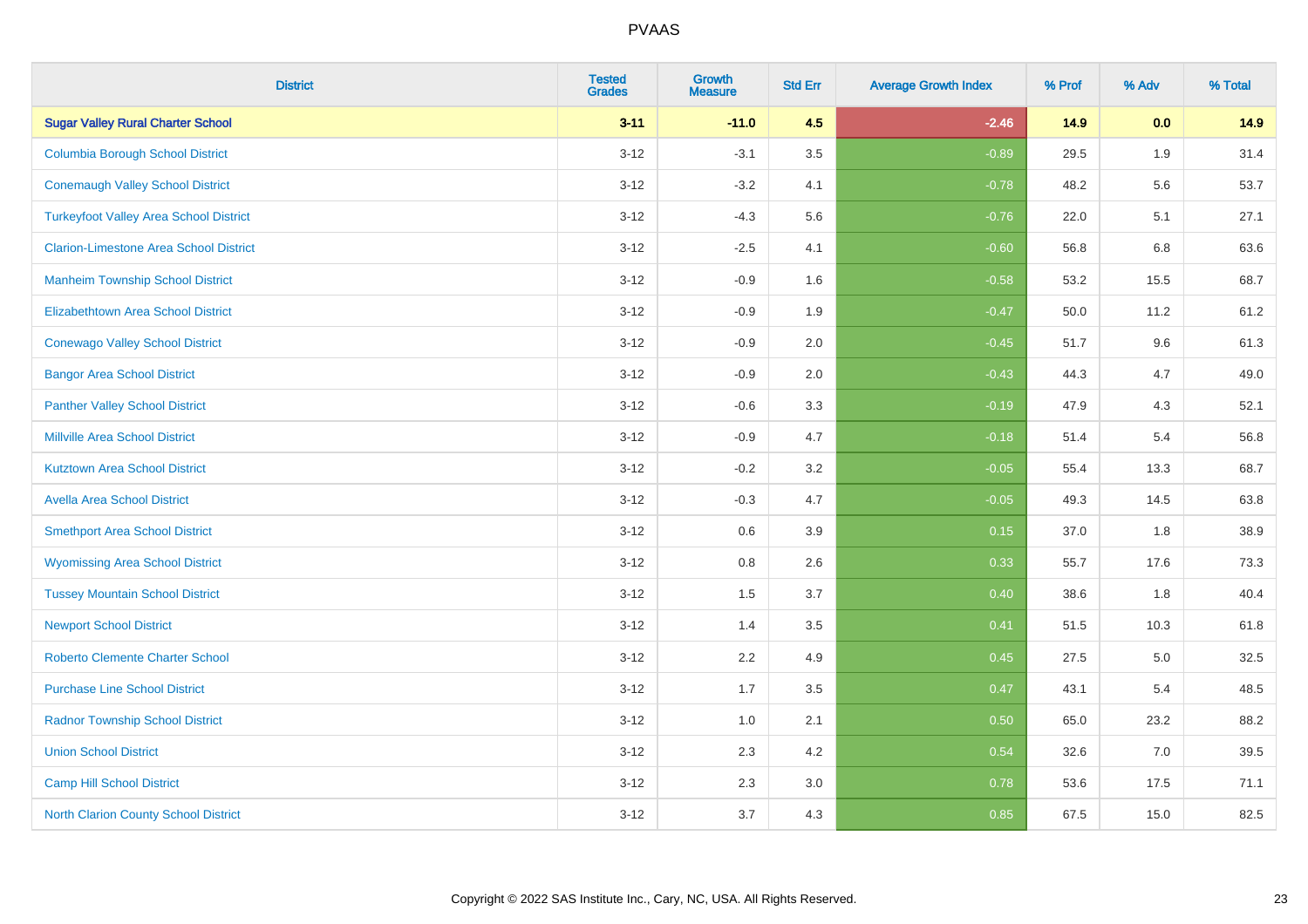| District | Tested Grades | Growth Measure | Std Err | Average Growth Index | % Prof | % Adv | % Total |
|---|---|---|---|---|---|---|---|
| **Sugar Valley Rural Charter School** | **3-11** | **-11.0** | **4.5** | **-2.46** | **14.9** | **0.0** | **14.9** |
| Columbia Borough School District | 3-12 | -3.1 | 3.5 | -0.89 | 29.5 | 1.9 | 31.4 |
| Conemaugh Valley School District | 3-12 | -3.2 | 4.1 | -0.78 | 48.2 | 5.6 | 53.7 |
| Turkeyfoot Valley Area School District | 3-12 | -4.3 | 5.6 | -0.76 | 22.0 | 5.1 | 27.1 |
| Clarion-Limestone Area School District | 3-12 | -2.5 | 4.1 | -0.60 | 56.8 | 6.8 | 63.6 |
| Manheim Township School District | 3-12 | -0.9 | 1.6 | -0.58 | 53.2 | 15.5 | 68.7 |
| Elizabethtown Area School District | 3-12 | -0.9 | 1.9 | -0.47 | 50.0 | 11.2 | 61.2 |
| Conewago Valley School District | 3-12 | -0.9 | 2.0 | -0.45 | 51.7 | 9.6 | 61.3 |
| Bangor Area School District | 3-12 | -0.9 | 2.0 | -0.43 | 44.3 | 4.7 | 49.0 |
| Panther Valley School District | 3-12 | -0.6 | 3.3 | -0.19 | 47.9 | 4.3 | 52.1 |
| Millville Area School District | 3-12 | -0.9 | 4.7 | -0.18 | 51.4 | 5.4 | 56.8 |
| Kutztown Area School District | 3-12 | -0.2 | 3.2 | -0.05 | 55.4 | 13.3 | 68.7 |
| Avella Area School District | 3-12 | -0.3 | 4.7 | -0.05 | 49.3 | 14.5 | 63.8 |
| Smethport Area School District | 3-12 | 0.6 | 3.9 | 0.15 | 37.0 | 1.8 | 38.9 |
| Wyomissing Area School District | 3-12 | 0.8 | 2.6 | 0.33 | 55.7 | 17.6 | 73.3 |
| Tussey Mountain School District | 3-12 | 1.5 | 3.7 | 0.40 | 38.6 | 1.8 | 40.4 |
| Newport School District | 3-12 | 1.4 | 3.5 | 0.41 | 51.5 | 10.3 | 61.8 |
| Roberto Clemente Charter School | 3-12 | 2.2 | 4.9 | 0.45 | 27.5 | 5.0 | 32.5 |
| Purchase Line School District | 3-12 | 1.7 | 3.5 | 0.47 | 43.1 | 5.4 | 48.5 |
| Radnor Township School District | 3-12 | 1.0 | 2.1 | 0.50 | 65.0 | 23.2 | 88.2 |
| Union School District | 3-12 | 2.3 | 4.2 | 0.54 | 32.6 | 7.0 | 39.5 |
| Camp Hill School District | 3-12 | 2.3 | 3.0 | 0.78 | 53.6 | 17.5 | 71.1 |
| North Clarion County School District | 3-12 | 3.7 | 4.3 | 0.85 | 67.5 | 15.0 | 82.5 |

Copyright © 2022 SAS Institute Inc., Cary, NC, USA. All Rights Reserved.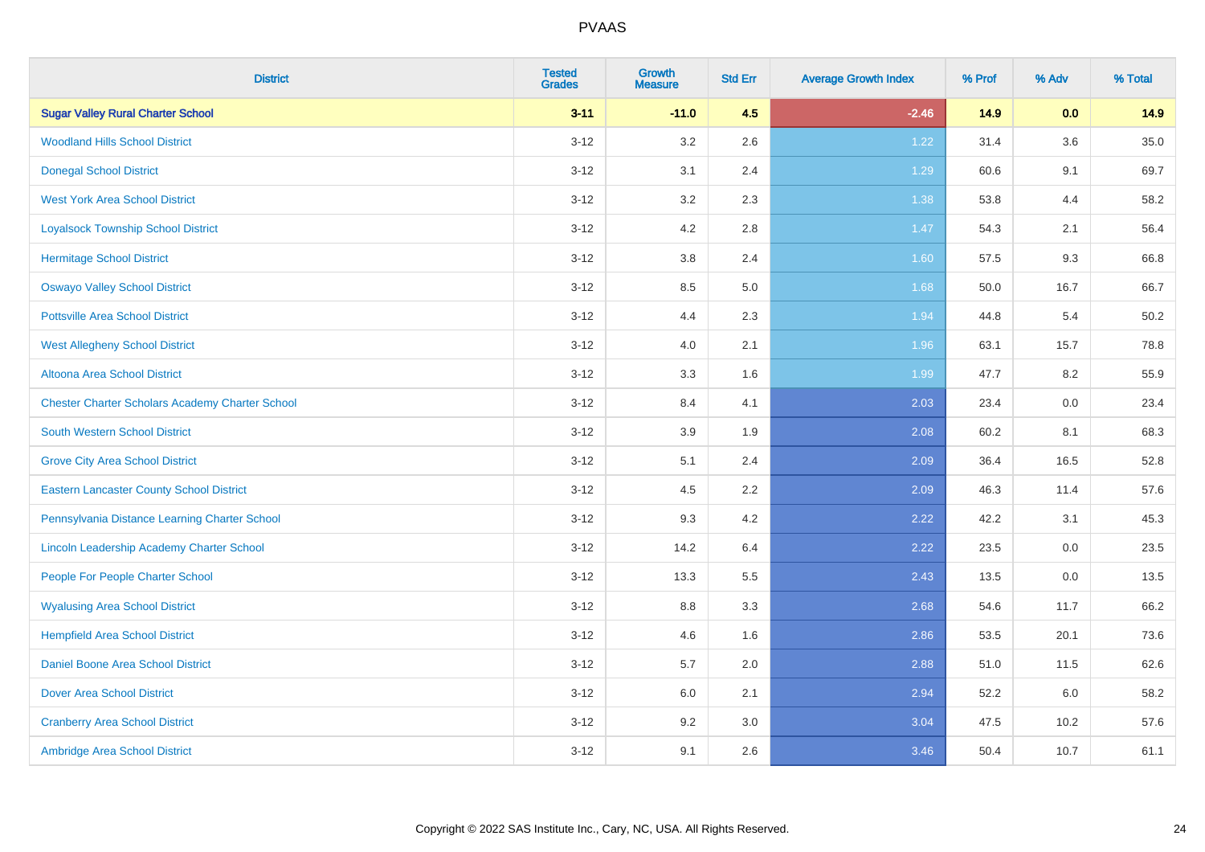# PVAAS

| District | Tested Grades | Growth Measure | Std Err | Average Growth Index | % Prof | % Adv | % Total |
|---|---|---|---|---|---|---|---|
| **Sugar Valley Rural Charter School** | **3-11** | **-11.0** | **4.5** | **-2.46** | **14.9** | **0.0** | **14.9** |
| Woodland Hills School District | 3-12 | 3.2 | 2.6 | 1.22 | 31.4 | 3.6 | 35.0 |
| Donegal School District | 3-12 | 3.1 | 2.4 | 1.29 | 60.6 | 9.1 | 69.7 |
| West York Area School District | 3-12 | 3.2 | 2.3 | 1.38 | 53.8 | 4.4 | 58.2 |
| Loyalsock Township School District | 3-12 | 4.2 | 2.8 | 1.47 | 54.3 | 2.1 | 56.4 |
| Hermitage School District | 3-12 | 3.8 | 2.4 | 1.60 | 57.5 | 9.3 | 66.8 |
| Oswayo Valley School District | 3-12 | 8.5 | 5.0 | 1.68 | 50.0 | 16.7 | 66.7 |
| Pottsville Area School District | 3-12 | 4.4 | 2.3 | 1.94 | 44.8 | 5.4 | 50.2 |
| West Allegheny School District | 3-12 | 4.0 | 2.1 | 1.96 | 63.1 | 15.7 | 78.8 |
| Altoona Area School District | 3-12 | 3.3 | 1.6 | 1.99 | 47.7 | 8.2 | 55.9 |
| Chester Charter Scholars Academy Charter School | 3-12 | 8.4 | 4.1 | 2.03 | 23.4 | 0.0 | 23.4 |
| South Western School District | 3-12 | 3.9 | 1.9 | 2.08 | 60.2 | 8.1 | 68.3 |
| Grove City Area School District | 3-12 | 5.1 | 2.4 | 2.09 | 36.4 | 16.5 | 52.8 |
| Eastern Lancaster County School District | 3-12 | 4.5 | 2.2 | 2.09 | 46.3 | 11.4 | 57.6 |
| Pennsylvania Distance Learning Charter School | 3-12 | 9.3 | 4.2 | 2.22 | 42.2 | 3.1 | 45.3 |
| Lincoln Leadership Academy Charter School | 3-12 | 14.2 | 6.4 | 2.22 | 23.5 | 0.0 | 23.5 |
| People For People Charter School | 3-12 | 13.3 | 5.5 | 2.43 | 13.5 | 0.0 | 13.5 |
| Wyalusing Area School District | 3-12 | 8.8 | 3.3 | 2.68 | 54.6 | 11.7 | 66.2 |
| Hempfield Area School District | 3-12 | 4.6 | 1.6 | 2.86 | 53.5 | 20.1 | 73.6 |
| Daniel Boone Area School District | 3-12 | 5.7 | 2.0 | 2.88 | 51.0 | 11.5 | 62.6 |
| Dover Area School District | 3-12 | 6.0 | 2.1 | 2.94 | 52.2 | 6.0 | 58.2 |
| Cranberry Area School District | 3-12 | 9.2 | 3.0 | 3.04 | 47.5 | 10.2 | 57.6 |
| Ambridge Area School District | 3-12 | 9.1 | 2.6 | 3.46 | 50.4 | 10.7 | 61.1 |

Copyright © 2022 SAS Institute Inc., Cary, NC, USA. All Rights Reserved.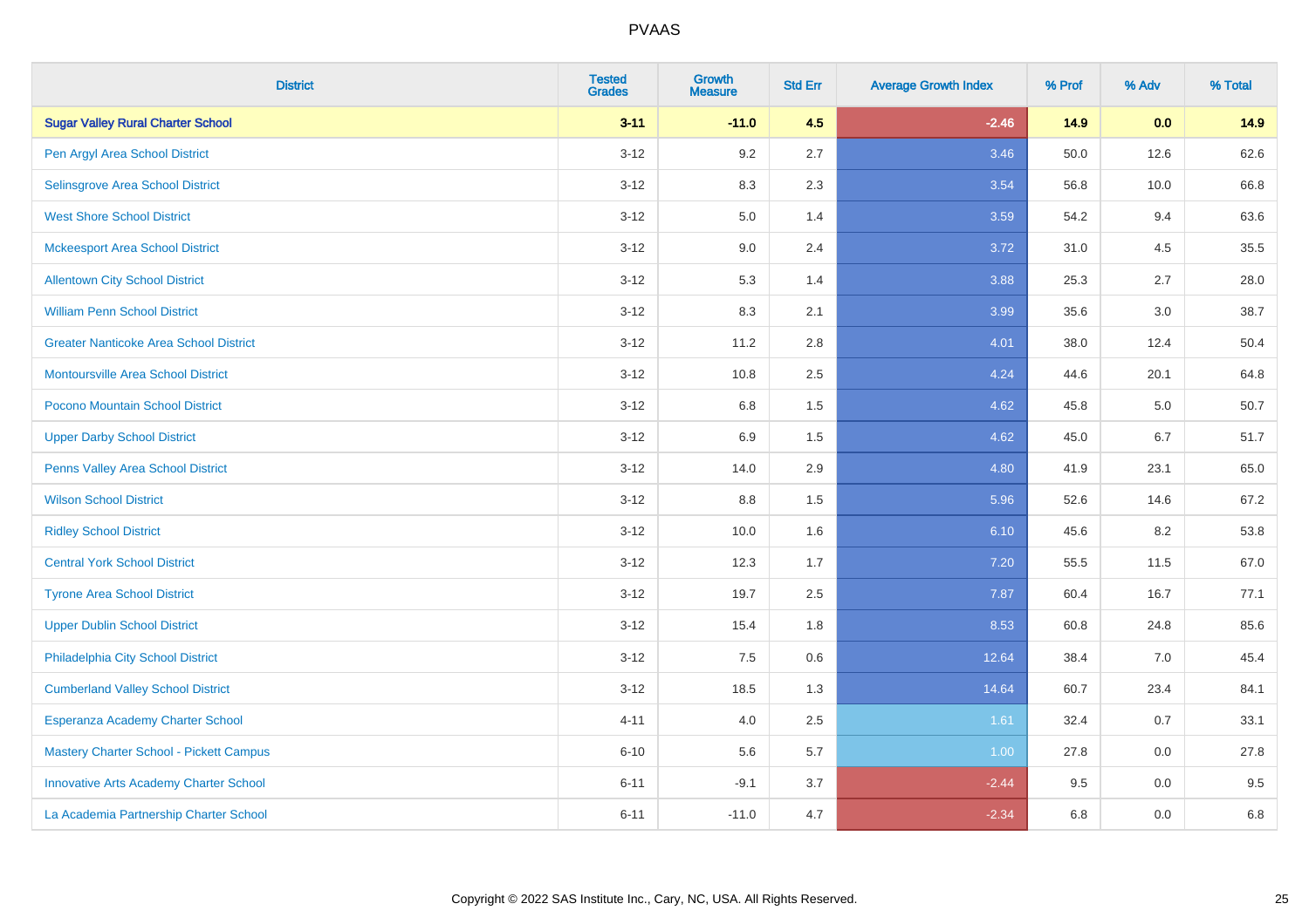# PVAAS

| District | Tested Grades | Growth Measure | Std Err | Average Growth Index | % Prof | % Adv | % Total |
|---|---|---|---|---|---|---|---|
| **Sugar Valley Rural Charter School** | **3-11** | **-11.0** | **4.5** | **-2.46** | **14.9** | **0.0** | **14.9** |
| Pen Argyl Area School District | 3-12 | 9.2 | 2.7 | 3.46 | 50.0 | 12.6 | 62.6 |
| Selinsgrove Area School District | 3-12 | 8.3 | 2.3 | 3.54 | 56.8 | 10.0 | 66.8 |
| West Shore School District | 3-12 | 5.0 | 1.4 | 3.59 | 54.2 | 9.4 | 63.6 |
| Mckeesport Area School District | 3-12 | 9.0 | 2.4 | 3.72 | 31.0 | 4.5 | 35.5 |
| Allentown City School District | 3-12 | 5.3 | 1.4 | 3.88 | 25.3 | 2.7 | 28.0 |
| William Penn School District | 3-12 | 8.3 | 2.1 | 3.99 | 35.6 | 3.0 | 38.7 |
| Greater Nanticoke Area School District | 3-12 | 11.2 | 2.8 | 4.01 | 38.0 | 12.4 | 50.4 |
| Montoursville Area School District | 3-12 | 10.8 | 2.5 | 4.24 | 44.6 | 20.1 | 64.8 |
| Pocono Mountain School District | 3-12 | 6.8 | 1.5 | 4.62 | 45.8 | 5.0 | 50.7 |
| Upper Darby School District | 3-12 | 6.9 | 1.5 | 4.62 | 45.0 | 6.7 | 51.7 |
| Penns Valley Area School District | 3-12 | 14.0 | 2.9 | 4.80 | 41.9 | 23.1 | 65.0 |
| Wilson School District | 3-12 | 8.8 | 1.5 | 5.96 | 52.6 | 14.6 | 67.2 |
| Ridley School District | 3-12 | 10.0 | 1.6 | 6.10 | 45.6 | 8.2 | 53.8 |
| Central York School District | 3-12 | 12.3 | 1.7 | 7.20 | 55.5 | 11.5 | 67.0 |
| Tyrone Area School District | 3-12 | 19.7 | 2.5 | 7.87 | 60.4 | 16.7 | 77.1 |
| Upper Dublin School District | 3-12 | 15.4 | 1.8 | 8.53 | 60.8 | 24.8 | 85.6 |
| Philadelphia City School District | 3-12 | 7.5 | 0.6 | 12.64 | 38.4 | 7.0 | 45.4 |
| Cumberland Valley School District | 3-12 | 18.5 | 1.3 | 14.64 | 60.7 | 23.4 | 84.1 |
| Esperanza Academy Charter School | 4-11 | 4.0 | 2.5 | 1.61 | 32.4 | 0.7 | 33.1 |
| Mastery Charter School - Pickett Campus | 6-10 | 5.6 | 5.7 | 1.00 | 27.8 | 0.0 | 27.8 |
| Innovative Arts Academy Charter School | 6-11 | -9.1 | 3.7 | -2.44 | 9.5 | 0.0 | 9.5 |
| La Academia Partnership Charter School | 6-11 | -11.0 | 4.7 | -2.34 | 6.8 | 0.0 | 6.8 |

Copyright © 2022 SAS Institute Inc., Cary, NC, USA. All Rights Reserved.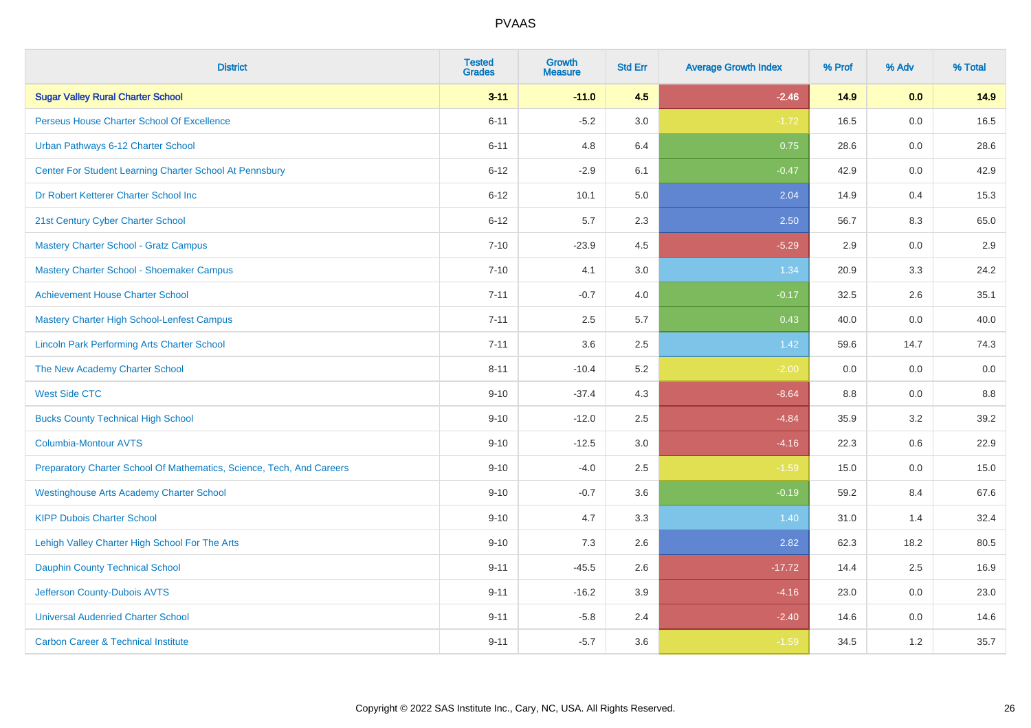| District | Tested Grades | Growth Measure | Std Err | Average Growth Index | % Prof | % Adv | % Total |
|---|---|---|---|---|---|---|---|
| **Sugar Valley Rural Charter School** | **3-11** | **-11.0** | **4.5** | **-2.46** | **14.9** | **0.0** | **14.9** |
| Perseus House Charter School Of Excellence | 6-11 | -5.2 | 3.0 | -1.72 | 16.5 | 0.0 | 16.5 |
| Urban Pathways 6-12 Charter School | 6-11 | 4.8 | 6.4 | 0.75 | 28.6 | 0.0 | 28.6 |
| Center For Student Learning Charter School At Pennsbury | 6-12 | -2.9 | 6.1 | -0.47 | 42.9 | 0.0 | 42.9 |
| Dr Robert Ketterer Charter School Inc | 6-12 | 10.1 | 5.0 | 2.04 | 14.9 | 0.4 | 15.3 |
| 21st Century Cyber Charter School | 6-12 | 5.7 | 2.3 | 2.50 | 56.7 | 8.3 | 65.0 |
| Mastery Charter School - Gratz Campus | 7-10 | -23.9 | 4.5 | -5.29 | 2.9 | 0.0 | 2.9 |
| Mastery Charter School - Shoemaker Campus | 7-10 | 4.1 | 3.0 | 1.34 | 20.9 | 3.3 | 24.2 |
| Achievement House Charter School | 7-11 | -0.7 | 4.0 | -0.17 | 32.5 | 2.6 | 35.1 |
| Mastery Charter High School-Lenfest Campus | 7-11 | 2.5 | 5.7 | 0.43 | 40.0 | 0.0 | 40.0 |
| Lincoln Park Performing Arts Charter School | 7-11 | 3.6 | 2.5 | 1.42 | 59.6 | 14.7 | 74.3 |
| The New Academy Charter School | 8-11 | -10.4 | 5.2 | -2.00 | 0.0 | 0.0 | 0.0 |
| West Side CTC | 9-10 | -37.4 | 4.3 | -8.64 | 8.8 | 0.0 | 8.8 |
| Bucks County Technical High School | 9-10 | -12.0 | 2.5 | -4.84 | 35.9 | 3.2 | 39.2 |
| Columbia-Montour AVTS | 9-10 | -12.5 | 3.0 | -4.16 | 22.3 | 0.6 | 22.9 |
| Preparatory Charter School Of Mathematics, Science, Tech, And Careers | 9-10 | -4.0 | 2.5 | -1.59 | 15.0 | 0.0 | 15.0 |
| Westinghouse Arts Academy Charter School | 9-10 | -0.7 | 3.6 | -0.19 | 59.2 | 8.4 | 67.6 |
| KIPP Dubois Charter School | 9-10 | 4.7 | 3.3 | 1.40 | 31.0 | 1.4 | 32.4 |
| Lehigh Valley Charter High School For The Arts | 9-10 | 7.3 | 2.6 | 2.82 | 62.3 | 18.2 | 80.5 |
| Dauphin County Technical School | 9-11 | -45.5 | 2.6 | -17.72 | 14.4 | 2.5 | 16.9 |
| Jefferson County-Dubois AVTS | 9-11 | -16.2 | 3.9 | -4.16 | 23.0 | 0.0 | 23.0 |
| Universal Audenried Charter School | 9-11 | -5.8 | 2.4 | -2.40 | 14.6 | 0.0 | 14.6 |
| Carbon Career & Technical Institute | 9-11 | -5.7 | 3.6 | -1.59 | 34.5 | 1.2 | 35.7 |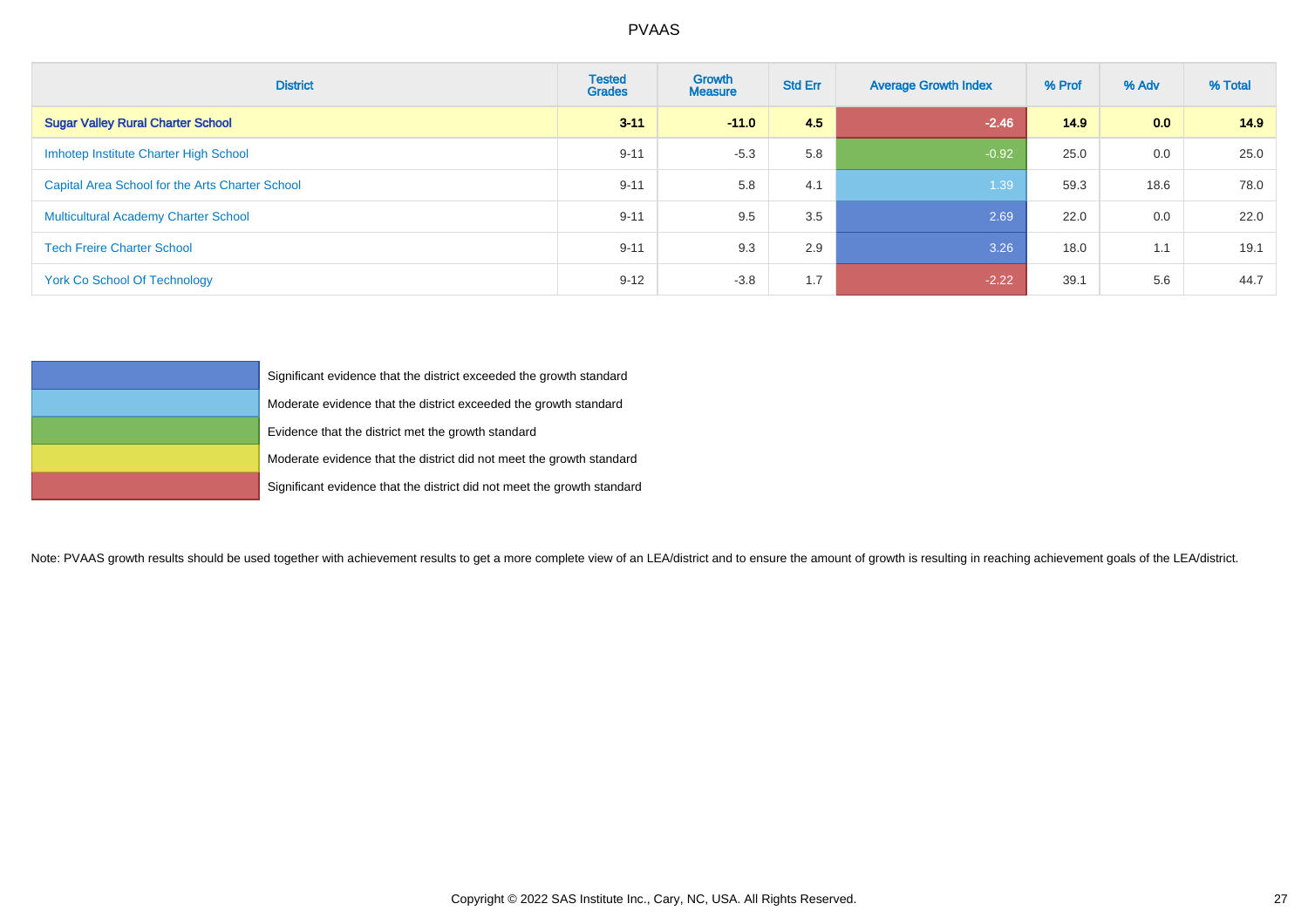PVAAS

| District | Tested Grades | Growth Measure | Std Err | Average Growth Index | % Prof | % Adv | % Total |
|---|---|---|---|---|---|---|---|
| **Sugar Valley Rural Charter School** | **3-11** | **-11.0** | **4.5** | **-2.46** | **14.9** | **0.0** | **14.9** |
| Imhotep Institute Charter High School | 9-11 | -5.3 | 5.8 | -0.92 | 25.0 | 0.0 | 25.0 |
| Capital Area School for the Arts Charter School | 9-11 | 5.8 | 4.1 | 1.39 | 59.3 | 18.6 | 78.0 |
| Multicultural Academy Charter School | 9-11 | 9.5 | 3.5 | 2.69 | 22.0 | 0.0 | 22.0 |
| Tech Freire Charter School | 9-11 | 9.3 | 2.9 | 3.26 | 18.0 | 1.1 | 19.1 |
| York Co School Of Technology | 9-12 | -3.8 | 1.7 | -2.22 | 39.1 | 5.6 | 44.7 |

Significant evidence that the district exceeded the growth standard

Moderate evidence that the district exceeded the growth standard

Evidence that the district met the growth standard

Moderate evidence that the district did not meet the growth standard

Significant evidence that the district did not meet the growth standard

Note: PVAAS growth results should be used together with achievement results to get a more complete view of an LEA/district and to ensure the amount of growth is resulting in reaching achievement goals of the LEA/district.

Copyright © 2022 SAS Institute Inc., Cary, NC, USA. All Rights Reserved.